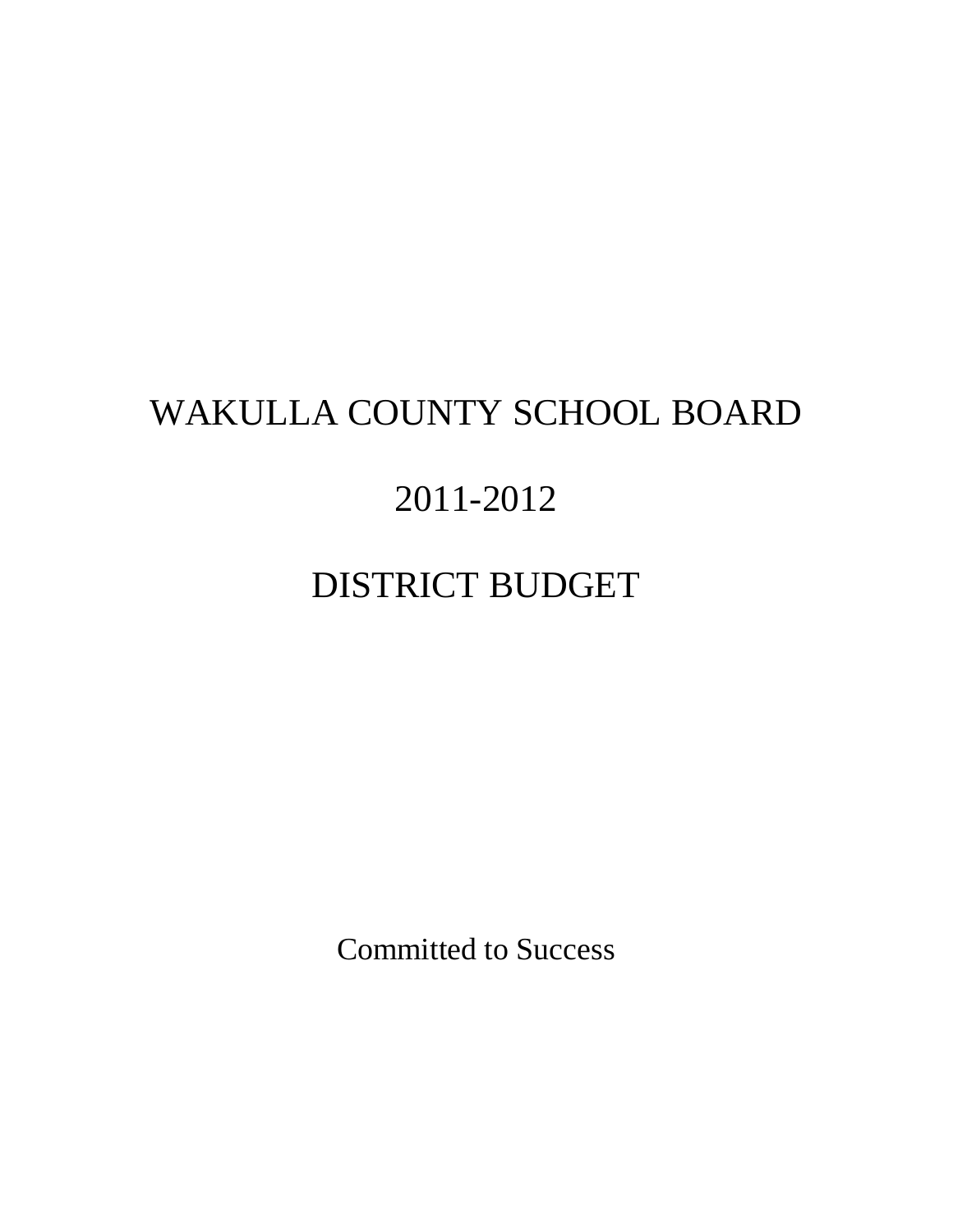# WAKULLA COUNTY SCHOOL BOARD

# 2011-2012

# DISTRICT BUDGET

Committed to Success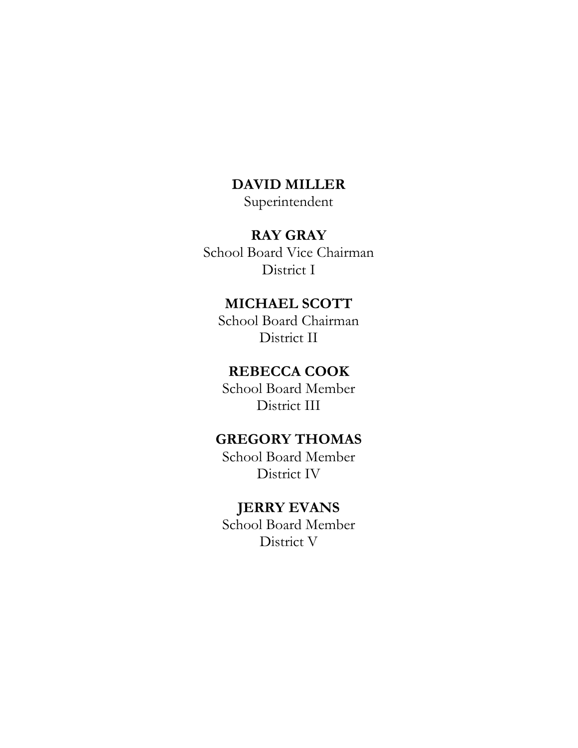**DAVID MILLER**
Superintendent

**RAY GRAY**
School Board Vice Chairman
District I

**MICHAEL SCOTT**
School Board Chairman
District II

**REBECCA COOK**
School Board Member
District III

**GREGORY THOMAS**
School Board Member
District IV

**JERRY EVANS**
School Board Member
District V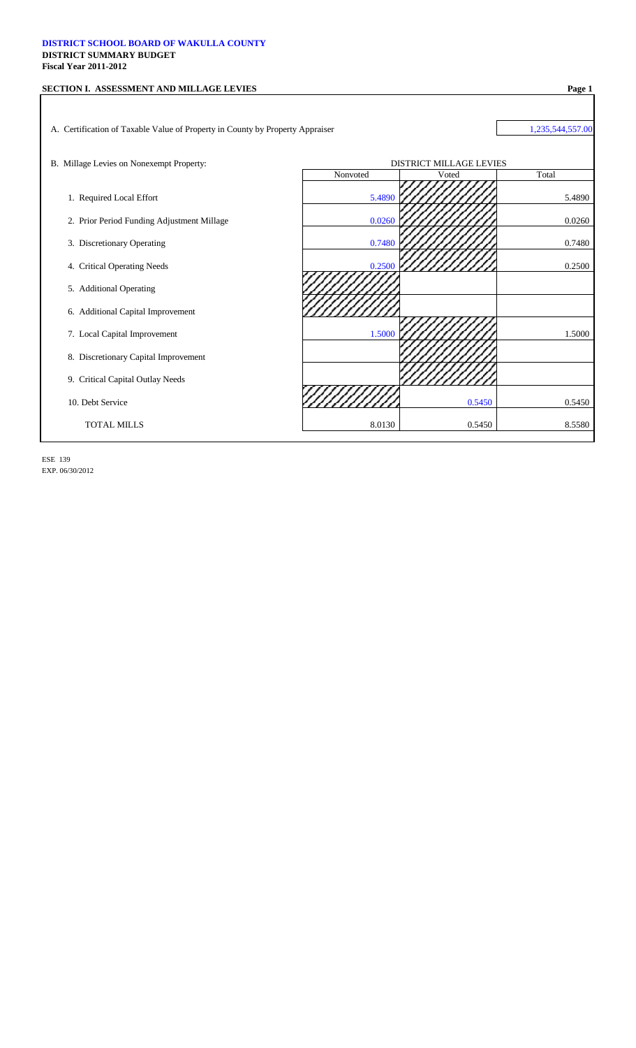**DISTRICT SCHOOL BOARD OF WAKULLA COUNTY**
**DISTRICT SUMMARY BUDGET**
**Fiscal Year 2011-2012**

**SECTION I. ASSESSMENT AND MILLAGE LEVIES**

A. Certification of Taxable Value of Property in County by Property Appraiser: 1,235,544,557.00

B. Millage Levies on Nonexempt Property:

| | DISTRICT MILLAGE LEVIES | | |
|---|---|---|---|
| | Nonvoted | Voted | Total |
| 1. Required Local Effort | 5.4890 | | 5.4890 |
| 2. Prior Period Funding Adjustment Millage | 0.0260 | | 0.0260 |
| 3. Discretionary Operating | 0.7480 | | 0.7480 |
| 4. Critical Operating Needs | 0.2500 | | 0.2500 |
| 5. Additional Operating | | | |
| 6. Additional Capital Improvement | | | |
| 7. Local Capital Improvement | 1.5000 | | 1.5000 |
| 8. Discretionary Capital Improvement | | | |
| 9. Critical Capital Outlay Needs | | | |
| 10. Debt Service | | 0.5450 | 0.5450 |
| TOTAL MILLS | 8.0130 | 0.5450 | 8.5580 |

ESE 139
EXP. 06/30/2012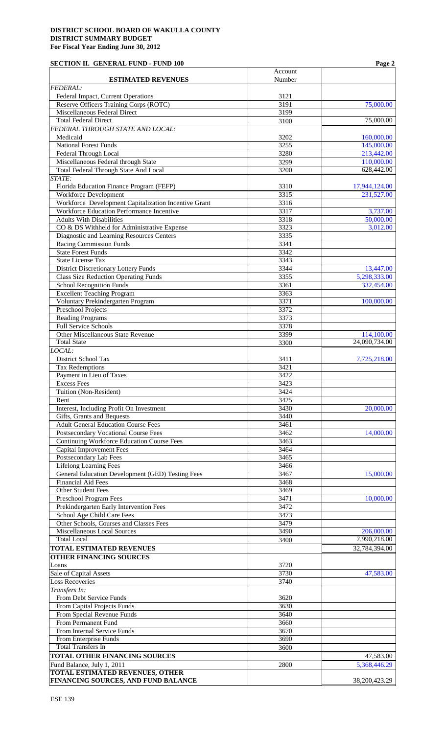**DISTRICT SCHOOL BOARD OF WAKULLA COUNTY**
**DISTRICT SUMMARY BUDGET**
**For Fiscal Year Ending June 30, 2012**

**SECTION II. GENERAL FUND - FUND 100**

| ESTIMATED REVENUES | Account Number | |
|---|---|---|
| *FEDERAL:* | | |
| Federal Impact, Current Operations | 3121 | |
| Reserve Officers Training Corps (ROTC) | 3191 | 75,000.00 |
| Miscellaneous Federal Direct | 3199 | |
| Total Federal Direct | 3100 | 75,000.00 |
| *FEDERAL THROUGH STATE AND LOCAL:* | | |
| Medicaid | 3202 | 160,000.00 |
| National Forest Funds | 3255 | 145,000.00 |
| Federal Through Local | 3280 | 213,442.00 |
| Miscellaneous Federal through State | 3299 | 110,000.00 |
| Total Federal Through State And Local | 3200 | 628,442.00 |
| *STATE:* | | |
| Florida Education Finance Program (FEFP) | 3310 | 17,944,124.00 |
| Workforce Development | 3315 | 231,527.00 |
| Workforce Development Capitalization Incentive Grant | 3316 | |
| Workforce Education Performance Incentive | 3317 | 3,737.00 |
| Adults With Disabilities | 3318 | 50,000.00 |
| CO & DS Withheld for Administrative Expense | 3323 | 3,012.00 |
| Diagnostic and Learning Resources Centers | 3335 | |
| Racing Commission Funds | 3341 | |
| State Forest Funds | 3342 | |
| State License Tax | 3343 | |
| District Discretionary Lottery Funds | 3344 | 13,447.00 |
| Class Size Reduction Operating Funds | 3355 | 5,298,333.00 |
| School Recognition Funds | 3361 | 332,454.00 |
| Excellent Teaching Program | 3363 | |
| Voluntary Prekindergarten Program | 3371 | 100,000.00 |
| Preschool Projects | 3372 | |
| Reading Programs | 3373 | |
| Full Service Schools | 3378 | |
| Other Miscellaneous State Revenue | 3399 | 114,100.00 |
| Total State | 3300 | 24,090,734.00 |
| *LOCAL:* | | |
| District School Tax | 3411 | 7,725,218.00 |
| Tax Redemptions | 3421 | |
| Payment in Lieu of Taxes | 3422 | |
| Excess Fees | 3423 | |
| Tuition (Non-Resident) | 3424 | |
| Rent | 3425 | |
| Interest, Including Profit On Investment | 3430 | 20,000.00 |
| Gifts, Grants and Bequests | 3440 | |
| Adult General Education Course Fees | 3461 | |
| Postsecondary Vocational Course Fees | 3462 | 14,000.00 |
| Continuing Workforce Education Course Fees | 3463 | |
| Capital Improvement Fees | 3464 | |
| Postsecondary Lab Fees | 3465 | |
| Lifelong Learning Fees | 3466 | |
| General Education Development (GED) Testing Fees | 3467 | 15,000.00 |
| Financial Aid Fees | 3468 | |
| Other Student Fees | 3469 | |
| Preschool Program Fees | 3471 | 10,000.00 |
| Prekindergarten Early Intervention Fees | 3472 | |
| School Age Child Care Fees | 3473 | |
| Other Schools, Courses and Classes Fees | 3479 | |
| Miscellaneous Local Sources | 3490 | 206,000.00 |
| Total Local | 3400 | 7,990,218.00 |
| **TOTAL ESTIMATED REVENUES** | | 32,784,394.00 |
| **OTHER FINANCING SOURCES** | | |
| Loans | 3720 | |
| Sale of Capital Assets | 3730 | 47,583.00 |
| Loss Recoveries | 3740 | |
| *Transfers In:* | | |
| From Debt Service Funds | 3620 | |
| From Capital Projects Funds | 3630 | |
| From Special Revenue Funds | 3640 | |
| From Permanent Fund | 3660 | |
| From Internal Service Funds | 3670 | |
| From Enterprise Funds | 3690 | |
| Total Transfers In | 3600 | |
| **TOTAL OTHER FINANCING SOURCES** | | 47,583.00 |
| Fund Balance, July 1, 2011 | 2800 | 5,368,446.29 |
| **TOTAL ESTIMATED REVENUES, OTHER FINANCING SOURCES, AND FUND BALANCE** | | 38,200,423.29 |

ESE 139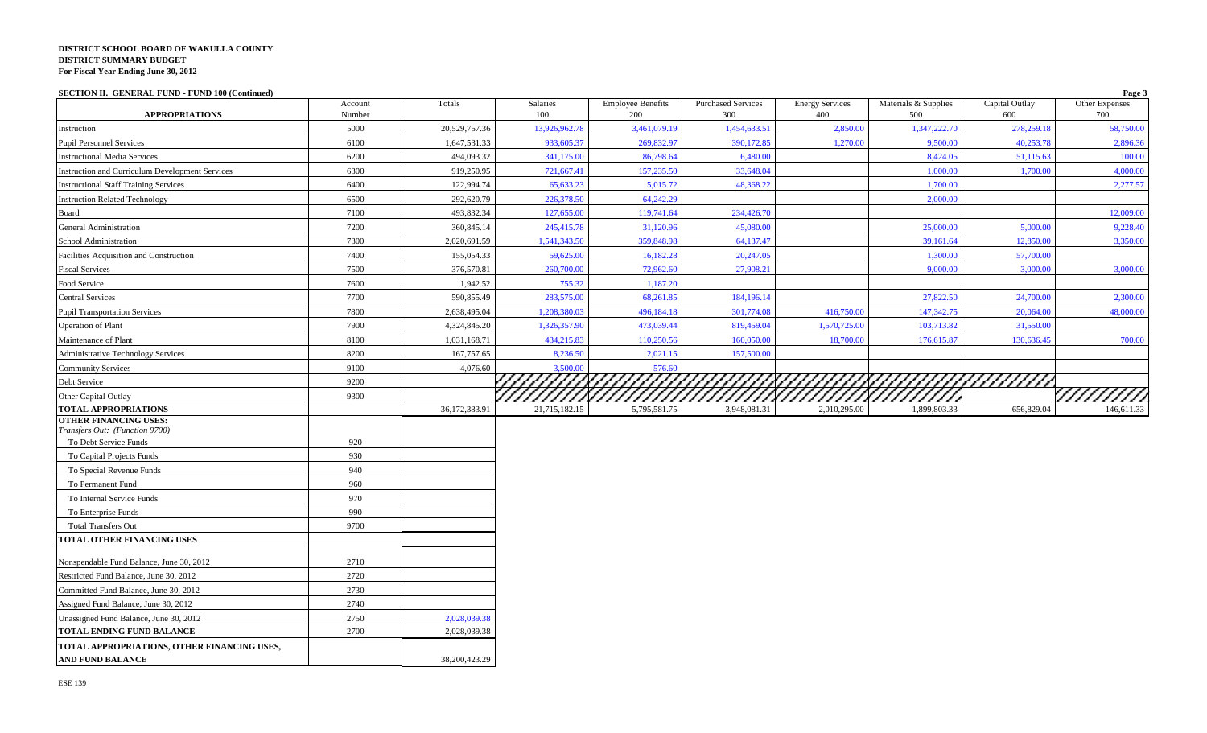**DISTRICT SCHOOL BOARD OF WAKULLA COUNTY**
**DISTRICT SUMMARY BUDGET**
**For Fiscal Year Ending June 30, 2012**

**SECTION II. GENERAL FUND - FUND 100 (Continued)**

| APPROPRIATIONS | Account Number | Totals | Salaries 100 | Employee Benefits 200 | Purchased Services 300 | Energy Services 400 | Materials & Supplies 500 | Capital Outlay 600 | Other Expenses 700 |
|---|---|---|---|---|---|---|---|---|---|
| Instruction | 5000 | 20,529,757.36 | 13,926,962.78 | 3,461,079.19 | 1,454,633.51 | 2,850.00 | 1,347,222.70 | 278,259.18 | 58,750.00 |
| Pupil Personnel Services | 6100 | 1,647,531.33 | 933,605.37 | 269,832.97 | 390,172.85 | 1,270.00 | 9,500.00 | 40,253.78 | 2,896.36 |
| Instructional Media Services | 6200 | 494,093.32 | 341,175.00 | 86,798.64 | 6,480.00 | | 8,424.05 | 51,115.63 | 100.00 |
| Instruction and Curriculum Development Services | 6300 | 919,250.95 | 721,667.41 | 157,235.50 | 33,648.04 | | 1,000.00 | 1,700.00 | 4,000.00 |
| Instructional Staff Training Services | 6400 | 122,994.74 | 65,633.23 | 5,015.72 | 48,368.22 | | 1,700.00 | | 2,277.57 |
| Instruction Related Technology | 6500 | 292,620.79 | 226,378.50 | 64,242.29 | | | 2,000.00 | | |
| Board | 7100 | 493,832.34 | 127,655.00 | 119,741.64 | 234,426.70 | | | | 12,009.00 |
| General Administration | 7200 | 360,845.14 | 245,415.78 | 31,120.96 | 45,080.00 | | 25,000.00 | 5,000.00 | 9,228.40 |
| School Administration | 7300 | 2,020,691.59 | 1,541,343.50 | 359,848.98 | 64,137.47 | | 39,161.64 | 12,850.00 | 3,350.00 |
| Facilities Acquisition and Construction | 7400 | 155,054.33 | 59,625.00 | 16,182.28 | 20,247.05 | | 1,300.00 | 57,700.00 | |
| Fiscal Services | 7500 | 376,570.81 | 260,700.00 | 72,962.60 | 27,908.21 | | 9,000.00 | 3,000.00 | 3,000.00 |
| Food Service | 7600 | 1,942.52 | 755.32 | 1,187.20 | | | | | |
| Central Services | 7700 | 590,855.49 | 283,575.00 | 68,261.85 | 184,196.14 | | 27,822.50 | 24,700.00 | 2,300.00 |
| Pupil Transportation Services | 7800 | 2,638,495.04 | 1,208,380.03 | 496,184.18 | 301,774.08 | 416,750.00 | 147,342.75 | 20,064.00 | 48,000.00 |
| Operation of Plant | 7900 | 4,324,845.20 | 1,326,357.90 | 473,039.44 | 819,459.04 | 1,570,725.00 | 103,713.82 | 31,550.00 | |
| Maintenance of Plant | 8100 | 1,031,168.71 | 434,215.83 | 110,250.56 | 160,050.00 | 18,700.00 | 176,615.87 | 130,636.45 | 700.00 |
| Administrative Technology Services | 8200 | 167,757.65 | 8,236.50 | 2,021.15 | 157,500.00 | | | | |
| Community Services | 9100 | 4,076.60 | 3,500.00 | 576.60 | | | | | |
| Debt Service | 9200 | | | | | | | | |
| Other Capital Outlay | 9300 | | | | | | | | |
| **TOTAL APPROPRIATIONS** | | 36,172,383.91 | 21,715,182.15 | 5,795,581.75 | 3,948,081.31 | 2,010,295.00 | 1,899,803.33 | 656,829.04 | 146,611.33 |

| **OTHER FINANCING USES:** *Transfers Out: (Function 9700)* | Account Number | Totals |
|---|---|---|
| To Debt Service Funds | 920 | |
| To Capital Projects Funds | 930 | |
| To Special Revenue Funds | 940 | |
| To Permanent Fund | 960 | |
| To Internal Service Funds | 970 | |
| To Enterprise Funds | 990 | |
| Total Transfers Out | 9700 | |
| **TOTAL OTHER FINANCING USES** | | |
| Nonspendable Fund Balance, June 30, 2012 | 2710 | |
| Restricted Fund Balance, June 30, 2012 | 2720 | |
| Committed Fund Balance, June 30, 2012 | 2730 | |
| Assigned Fund Balance, June 30, 2012 | 2740 | |
| Unassigned Fund Balance, June 30, 2012 | 2750 | 2,028,039.38 |
| **TOTAL ENDING FUND BALANCE** | 2700 | 2,028,039.38 |
| **TOTAL APPROPRIATIONS, OTHER FINANCING USES, AND FUND BALANCE** | | 38,200,423.29 |

ESE 139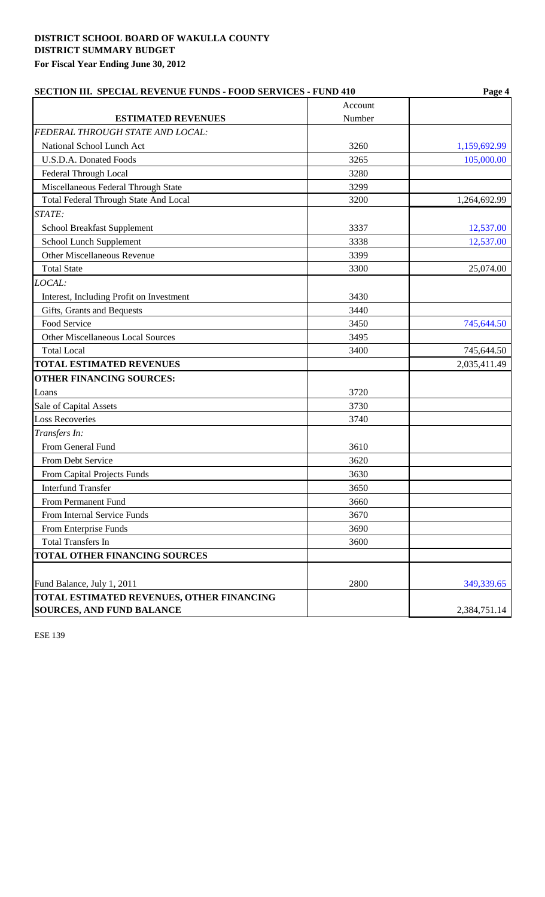**DISTRICT SCHOOL BOARD OF WAKULLA COUNTY**
**DISTRICT SUMMARY BUDGET**
**For Fiscal Year Ending June 30, 2012**

**SECTION III. SPECIAL REVENUE FUNDS - FOOD SERVICES - FUND 410**

| ESTIMATED REVENUES | Account Number | |
|---|---|---|
| *FEDERAL THROUGH STATE AND LOCAL:* | | |
| National School Lunch Act | 3260 | 1,159,692.99 |
| U.S.D.A. Donated Foods | 3265 | 105,000.00 |
| Federal Through Local | 3280 | |
| Miscellaneous Federal Through State | 3299 | |
| Total Federal Through State And Local | 3200 | 1,264,692.99 |
| *STATE:* | | |
| School Breakfast Supplement | 3337 | 12,537.00 |
| School Lunch Supplement | 3338 | 12,537.00 |
| Other Miscellaneous Revenue | 3399 | |
| The Total State | 3300 | 25,074.00 |
| *LOCAL:* | | |
| Interest, Including Profit on Investment | 3430 | |
| Gifts, Grants and Bequests | 3440 | |
| Food Service | 3450 | 745,644.50 |
| Other Miscellaneous Local Sources | 3495 | |
| The Total Local | 3400 | 745,644.50 |
| **TOTAL ESTIMATED REVENUES** | | 2,035,411.49 |
| **OTHER FINANCING SOURCES:** | | |
| Loans | 3720 | |
| Sale of Capital Assets | 3730 | |
| Loss Recoveries | 3740 | |
| *Transfers In:* | | |
| From General Fund | 3610 | |
| From Debt Service | 3620 | |
| From Capital Projects Funds | 3630 | |
| Interfund Transfer | 3650 | |
| From Permanent Fund | 3660 | |
| From Internal Service Funds | 3670 | |
| From Enterprise Funds | 3690 | |
| Total Transfers In | 3600 | |
| **TOTAL OTHER FINANCING SOURCES** | | |
| Fund Balance, July 1, 2011 | 2800 | 349,339.65 |
| **TOTAL ESTIMATED REVENUES, OTHER FINANCING SOURCES, AND FUND BALANCE** | | 2,384,751.14 |

ESE 139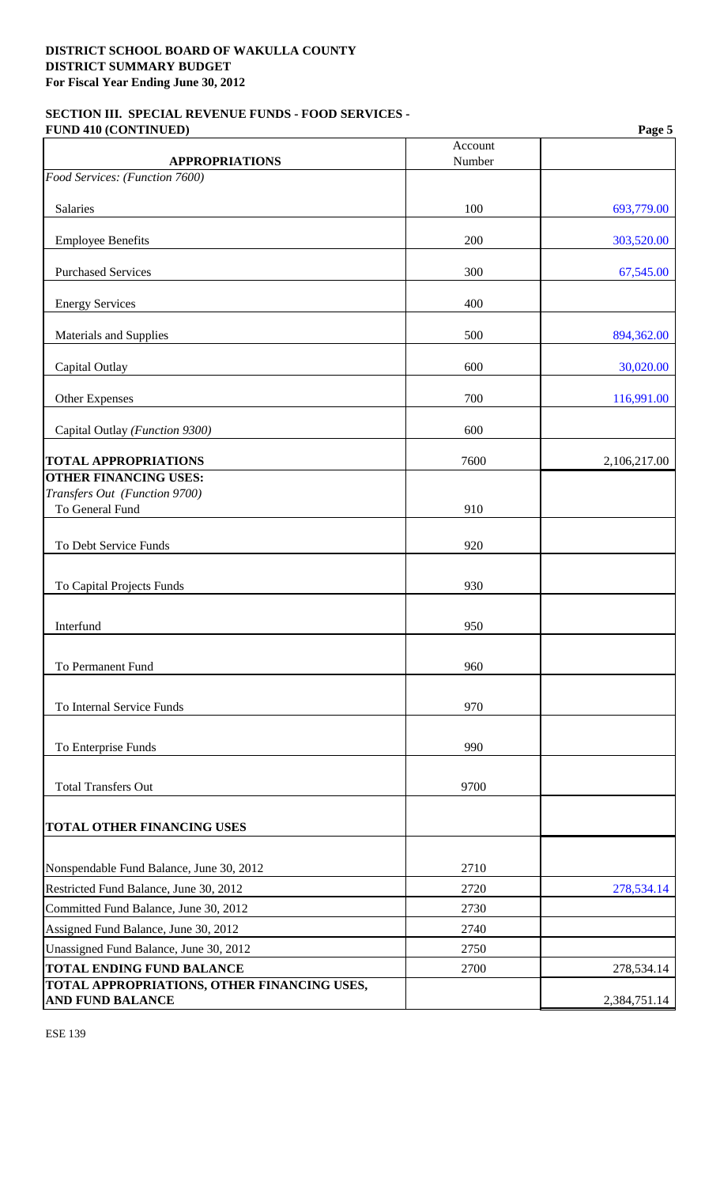**DISTRICT SCHOOL BOARD OF WAKULLA COUNTY**
**DISTRICT SUMMARY BUDGET**
**For Fiscal Year Ending June 30, 2012**

**SECTION III. SPECIAL REVENUE FUNDS - FOOD SERVICES - FUND 410 (CONTINUED)**

| **APPROPRIATIONS** | Account Number | |
|---|---|---|
| *Food Services: (Function 7600)* | | |
| Salaries | 100 | 693,779.00 |
| Employee Benefits | 200 | 303,520.00 |
| Purchased Services | 300 | 67,545.00 |
| Energy Services | 400 | |
| Materials and Supplies | 500 | 894,362.00 |
| Capital Outlay | 600 | 30,020.00 |
| Other Expenses | 700 | 116,991.00 |
| Capital Outlay *(Function 9300)* | 600 | |
| **TOTAL APPROPRIATIONS** | 7600 | 2,106,217.00 |
| **OTHER FINANCING USES:** | | |
| *Transfers Out (Function 9700)* | | |
| To General Fund | 910 | |
| To Debt Service Funds | 920 | |
| To Capital Projects Funds | 930 | |
| Interfund | 950 | |
| To Permanent Fund | 960 | |
| To Internal Service Funds | 970 | |
| To Enterprise Funds | 990 | |
| Total Transfers Out | 9700 | |
| **TOTAL OTHER FINANCING USES** | | |
| Nonspendable Fund Balance, June 30, 2012 | 2710 | |
| Restricted Fund Balance, June 30, 2012 | 2720 | 278,534.14 |
| Committed Fund Balance, June 30, 2012 | 2730 | |
| Assigned Fund Balance, June 30, 2012 | 2740 | |
| Unassigned Fund Balance, June 30, 2012 | 2750 | |
| **TOTAL ENDING FUND BALANCE** | 2700 | 278,534.14 |
| **TOTAL APPROPRIATIONS, OTHER FINANCING USES, AND FUND BALANCE** | | 2,384,751.14 |

ESE 139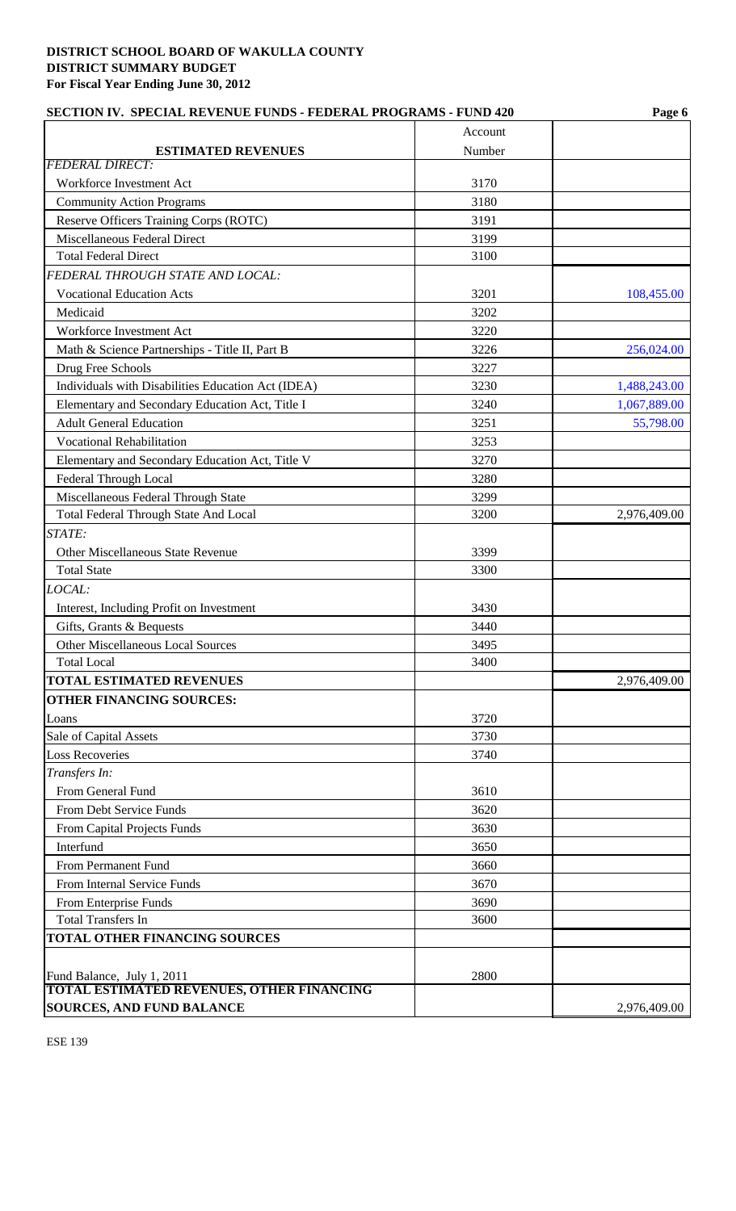**DISTRICT SCHOOL BOARD OF WAKULLA COUNTY**
**DISTRICT SUMMARY BUDGET**
**For Fiscal Year Ending June 30, 2012**

**SECTION IV. SPECIAL REVENUE FUNDS - FEDERAL PROGRAMS - FUND 420**

| **ESTIMATED REVENUES** | Account Number | |
|---|---|---|
| *FEDERAL DIRECT:* | | |
| Workforce Investment Act | 3170 | |
| Community Action Programs | 3180 | |
| Reserve Officers Training Corps (ROTC) | 3191 | |
| Miscellaneous Federal Direct | 3199 | |
| Total Federal Direct | 3100 | |
| *FEDERAL THROUGH STATE AND LOCAL:* | | |
| Vocational Education Acts | 3201 | 108,455.00 |
| Medicaid | 3202 | |
| Workforce Investment Act | 3220 | |
| Math & Science Partnerships - Title II, Part B | 3226 | 256,024.00 |
| Drug Free Schools | 3227 | |
| Individuals with Disabilities Education Act (IDEA) | 3230 | 1,488,243.00 |
| Elementary and Secondary Education Act, Title I | 3240 | 1,067,889.00 |
| Adult General Education | 3251 | 55,798.00 |
| Vocational Rehabilitation | 3253 | |
| Elementary and Secondary Education Act, Title V | 3270 | |
| Federal Through Local | 3280 | |
| Miscellaneous Federal Through State | 3299 | |
| Total Federal Through State And Local | 3200 | 2,976,409.00 |
| *STATE:* | | |
| Other Miscellaneous State Revenue | 3399 | |
| Total State | 3300 | |
| *LOCAL:* | | |
| Interest, Including Profit on Investment | 3430 | |
| Gifts, Grants & Bequests | 3440 | |
| Other Miscellaneous Local Sources | 3495 | |
| Total Local | 3400 | |
| **TOTAL ESTIMATED REVENUES** | | 2,976,409.00 |
| **OTHER FINANCING SOURCES:** | | |
| Loans | 3720 | |
| Sale of Capital Assets | 3730 | |
| Loss Recoveries | 3740 | |
| *Transfers In:* | | |
| From General Fund | 3610 | |
| From Debt Service Funds | 3620 | |
| From Capital Projects Funds | 3630 | |
| Interfund | 3650 | |
| From Permanent Fund | 3660 | |
| From Internal Service Funds | 3670 | |
| From Enterprise Funds | 3690 | |
| Total Transfers In | 3600 | |
| **TOTAL OTHER FINANCING SOURCES** | | |
| Fund Balance, July 1, 2011 | 2800 | |
| **TOTAL ESTIMATED REVENUES, OTHER FINANCING SOURCES, AND FUND BALANCE** | | 2,976,409.00 |

ESE 139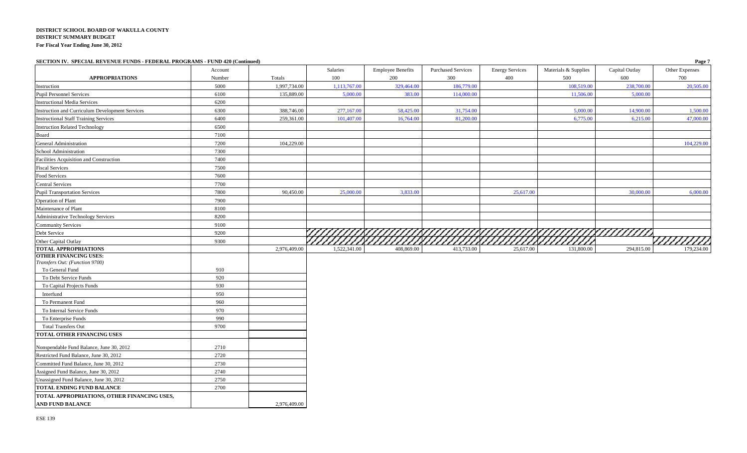**DISTRICT SCHOOL BOARD OF WAKULLA COUNTY**
**DISTRICT SUMMARY BUDGET**
**For Fiscal Year Ending June 30, 2012**

**SECTION IV. SPECIAL REVENUE FUNDS - FEDERAL PROGRAMS - FUND 420 (Continued)**

| APPROPRIATIONS | Account Number | Totals | Salaries 100 | Employee Benefits 200 | Purchased Services 300 | Energy Services 400 | Materials & Supplies 500 | Capital Outlay 600 | Other Expenses 700 |
|---|---|---|---|---|---|---|---|---|---|
| Instruction | 5000 | 1,997,734.00 | 1,113,767.00 | 329,464.00 | 186,779.00 | | 108,519.00 | 238,700.00 | 20,505.00 |
| Pupil Personnel Services | 6100 | 135,889.00 | 5,000.00 | 383.00 | 114,000.00 | | 11,506.00 | 5,000.00 | |
| Instructional Media Services | 6200 | | | | | | | | |
| Instruction and Curriculum Development Services | 6300 | 388,746.00 | 277,167.00 | 58,425.00 | 31,754.00 | | 5,000.00 | 14,900.00 | 1,500.00 |
| Instructional Staff Training Services | 6400 | 259,361.00 | 101,407.00 | 16,764.00 | 81,200.00 | | 6,775.00 | 6,215.00 | 47,000.00 |
| Instruction Related Technology | 6500 | | | | | | | | |
| Board | 7100 | | | | | | | | |
| General Administration | 7200 | 104,229.00 | | | | | | | 104,229.00 |
| School Administration | 7300 | | | | | | | | |
| Facilities Acquisition and Construction | 7400 | | | | | | | | |
| Fiscal Services | 7500 | | | | | | | | |
| Food Services | 7600 | | | | | | | | |
| Central Services | 7700 | | | | | | | | |
| Pupil Transportation Services | 7800 | 90,450.00 | 25,000.00 | 3,833.00 | | 25,617.00 | | 30,000.00 | 6,000.00 |
| Operation of Plant | 7900 | | | | | | | | |
| Maintenance of Plant | 8100 | | | | | | | | |
| Administrative Technology Services | 8200 | | | | | | | | |
| Community Services | 9100 | | | | | | | | |
| Debt Service | 9200 | | | | | | | | |
| Other Capital Outlay | 9300 | | | | | | | | |
| **TOTAL APPROPRIATIONS** | | 2,976,409.00 | 1,522,341.00 | 408,869.00 | 413,733.00 | 25,617.00 | 131,800.00 | 294,815.00 | 179,234.00 |

| | Account Number | Totals |
|---|---|---|
| **OTHER FINANCING USES:** | | |
| *Transfers Out: (Function 9700)* | | |
| To General Fund | 910 | |
| To Debt Service Funds | 920 | |
| To Capital Projects Funds | 930 | |
| Interfund | 950 | |
| To Permanent Fund | 960 | |
| To Internal Service Funds | 970 | |
| To Enterprise Funds | 990 | |
| Total Transfers Out | 9700 | |
| **TOTAL OTHER FINANCING USES** | | |
| Nonspendable Fund Balance, June 30, 2012 | 2710 | |
| Restricted Fund Balance, June 30, 2012 | 2720 | |
| Committed Fund Balance, June 30, 2012 | 2730 | |
| Assigned Fund Balance, June 30, 2012 | 2740 | |
| Unassigned Fund Balance, June 30, 2012 | 2750 | |
| **TOTAL ENDING FUND BALANCE** | 2700 | |
| **TOTAL APPROPRIATIONS, OTHER FINANCING USES, AND FUND BALANCE** | | 2,976,409.00 |

ESE 139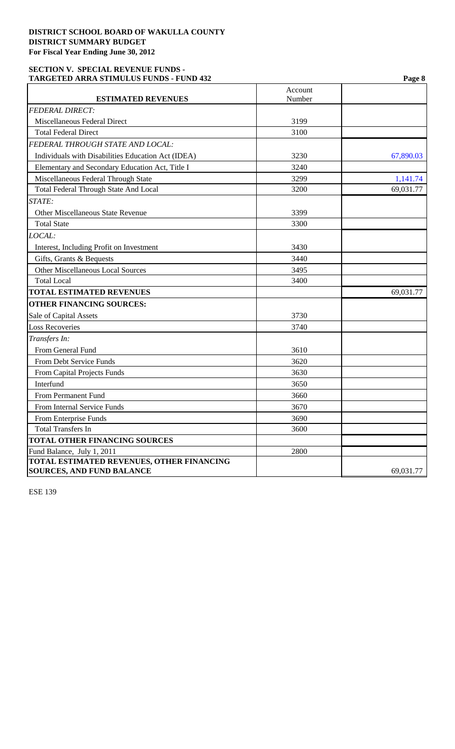**DISTRICT SCHOOL BOARD OF WAKULLA COUNTY**
**DISTRICT SUMMARY BUDGET**
**For Fiscal Year Ending June 30, 2012**

**SECTION V. SPECIAL REVENUE FUNDS -**
**TARGETED ARRA STIMULUS FUNDS - FUND 432**

| ESTIMATED REVENUES | Account Number | |
|---|---|---|
| *FEDERAL DIRECT:* | | |
| Miscellaneous Federal Direct | 3199 | |
| Total Federal Direct | 3100 | |
| *FEDERAL THROUGH STATE AND LOCAL:* | | |
| Individuals with Disabilities Education Act (IDEA) | 3230 | 67,890.03 |
| Elementary and Secondary Education Act, Title I | 3240 | |
| Miscellaneous Federal Through State | 3299 | 1,141.74 |
| Total Federal Through State And Local | 3200 | 69,031.77 |
| *STATE:* | | |
| Other Miscellaneous State Revenue | 3399 | |
| Total State | 3300 | |
| *LOCAL:* | | |
| Interest, Including Profit on Investment | 3430 | |
| Gifts, Grants & Bequests | 3440 | |
| Other Miscellaneous Local Sources | 3495 | |
| Total Local | 3400 | |
| **TOTAL ESTIMATED REVENUES** | | 69,031.77 |
| **OTHER FINANCING SOURCES:** | | |
| Sale of Capital Assets | 3730 | |
| Loss Recoveries | 3740 | |
| *Transfers In:* | | |
| From General Fund | 3610 | |
| From Debt Service Funds | 3620 | |
| From Capital Projects Funds | 3630 | |
| Interfund | 3650 | |
| From Permanent Fund | 3660 | |
| From Internal Service Funds | 3670 | |
| From Enterprise Funds | 3690 | |
| Total Transfers In | 3600 | |
| **TOTAL OTHER FINANCING SOURCES** | | |
| Fund Balance, July 1, 2011 | 2800 | |
| **TOTAL ESTIMATED REVENUES, OTHER FINANCING SOURCES, AND FUND BALANCE** | | 69,031.77 |

ESE 139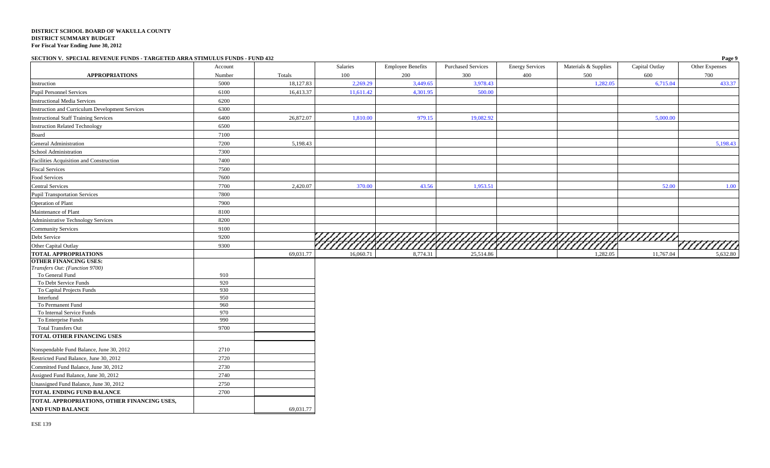**DISTRICT SCHOOL BOARD OF WAKULLA COUNTY**
**DISTRICT SUMMARY BUDGET**
**For Fiscal Year Ending June 30, 2012**

**SECTION V. SPECIAL REVENUE FUNDS - TARGETED ARRA STIMULUS FUNDS - FUND 432**

| APPROPRIATIONS | Account Number | Totals | Salaries 100 | Employee Benefits 200 | Purchased Services 300 | Energy Services 400 | Materials & Supplies 500 | Capital Outlay 600 | Other Expenses 700 |
|---|---|---|---|---|---|---|---|---|---|
| Instruction | 5000 | 18,127.83 | 2,269.29 | 3,449.65 | 3,978.43 | | 1,282.05 | 6,715.04 | 433.37 |
| Pupil Personnel Services | 6100 | 16,413.37 | 11,611.42 | 4,301.95 | 500.00 | | | | |
| Instructional Media Services | 6200 | | | | | | | | |
| Instruction and Curriculum Development Services | 6300 | | | | | | | | |
| Instructional Staff Training Services | 6400 | 26,872.07 | 1,810.00 | 979.15 | 19,082.92 | | | 5,000.00 | |
| Instruction Related Technology | 6500 | | | | | | | | |
| Board | 7100 | | | | | | | | |
| General Administration | 7200 | 5,198.43 | | | | | | | 5,198.43 |
| School Administration | 7300 | | | | | | | | |
| Facilities Acquisition and Construction | 7400 | | | | | | | | |
| Fiscal Services | 7500 | | | | | | | | |
| Food Services | 7600 | | | | | | | | |
| Central Services | 7700 | 2,420.07 | 370.00 | 43.56 | 1,953.51 | | | 52.00 | 1.00 |
| Pupil Transportation Services | 7800 | | | | | | | | |
| Operation of Plant | 7900 | | | | | | | | |
| Maintenance of Plant | 8100 | | | | | | | | |
| Administrative Technology Services | 8200 | | | | | | | | |
| Community Services | 9100 | | | | | | | | |
| Debt Service | 9200 | | | | | | | | |
| Other Capital Outlay | 9300 | | | | | | | | |
| **TOTAL APPROPRIATIONS** | | 69,031.77 | 16,060.71 | 8,774.31 | 25,514.86 | | 1,282.05 | 11,767.04 | 5,632.80 |

| | Account Number | Totals |
|---|---|---|
| **OTHER FINANCING USES:** | | |
| *Transfers Out: (Function 9700)* | | |
| To General Fund | 910 | |
| To Debt Service Funds | 920 | |
| To Capital Projects Funds | 930 | |
| Interfund | 950 | |
| To Permanent Fund | 960 | |
| To Internal Service Funds | 970 | |
| To Enterprise Funds | 990 | |
| Total Transfers Out | 9700 | |
| **TOTAL OTHER FINANCING USES** | | |
| Nonspendable Fund Balance, June 30, 2012 | 2710 | |
| Restricted Fund Balance, June 30, 2012 | 2720 | |
| Committed Fund Balance, June 30, 2012 | 2730 | |
| Assigned Fund Balance, June 30, 2012 | 2740 | |
| Unassigned Fund Balance, June 30, 2012 | 2750 | |
| **TOTAL ENDING FUND BALANCE** | 2700 | |
| **TOTAL APPROPRIATIONS, OTHER FINANCING USES, AND FUND BALANCE** | | 69,031.77 |

ESE 139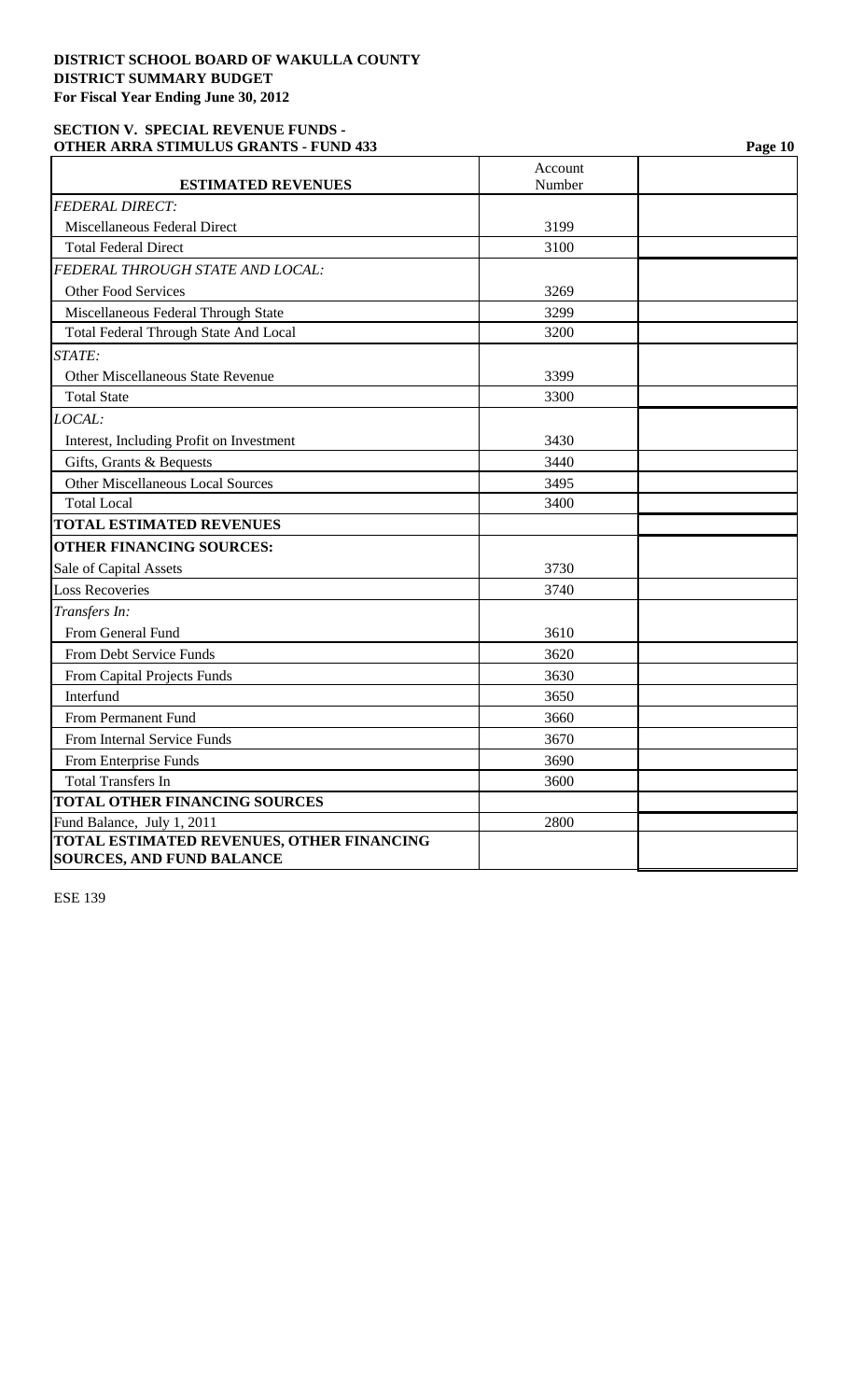**DISTRICT SCHOOL BOARD OF WAKULLA COUNTY**
**DISTRICT SUMMARY BUDGET**
**For Fiscal Year Ending June 30, 2012**

**SECTION V. SPECIAL REVENUE FUNDS -**
**OTHER ARRA STIMULUS GRANTS - FUND 433**

| ESTIMATED REVENUES | Account Number | |
|---|---|---|
| *FEDERAL DIRECT:* | | |
| Miscellaneous Federal Direct | 3199 | |
| Total Federal Direct | 3100 | |
| *FEDERAL THROUGH STATE AND LOCAL:* | | |
| Other Food Services | 3269 | |
| Miscellaneous Federal Through State | 3299 | |
| Total Federal Through State And Local | 3200 | |
| *STATE:* | | |
| Other Miscellaneous State Revenue | 3399 | |
| Total State | 3300 | |
| *LOCAL:* | | |
| Interest, Including Profit on Investment | 3430 | |
| Gifts, Grants & Bequests | 3440 | |
| Other Miscellaneous Local Sources | 3495 | |
| Total Local | 3400 | |
| **TOTAL ESTIMATED REVENUES** | | |
| **OTHER FINANCING SOURCES:** | | |
| Sale of Capital Assets | 3730 | |
| Loss Recoveries | 3740 | |
| *Transfers In:* | | |
| From General Fund | 3610 | |
| From Debt Service Funds | 3620 | |
| From Capital Projects Funds | 3630 | |
| Interfund | 3650 | |
| From Permanent Fund | 3660 | |
| From Internal Service Funds | 3670 | |
| From Enterprise Funds | 3690 | |
| Total Transfers In | 3600 | |
| **TOTAL OTHER FINANCING SOURCES** | | |
| Fund Balance, July 1, 2011 | 2800 | |
| **TOTAL ESTIMATED REVENUES, OTHER FINANCING SOURCES, AND FUND BALANCE** | | |

ESE 139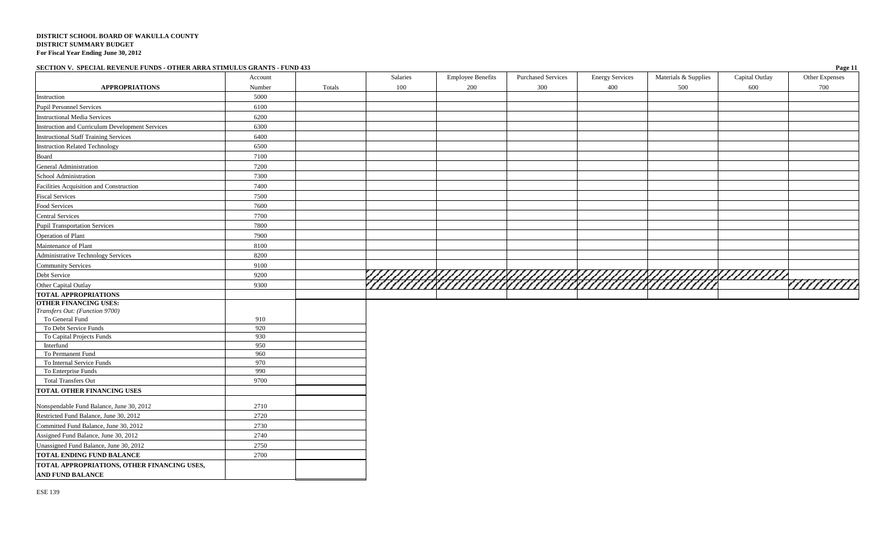**DISTRICT SCHOOL BOARD OF WAKULLA COUNTY**
**DISTRICT SUMMARY BUDGET**
**For Fiscal Year Ending June 30, 2012**

**SECTION V. SPECIAL REVENUE FUNDS - OTHER ARRA STIMULUS GRANTS - FUND 433**

| APPROPRIATIONS | Account Number | Totals | Salaries 100 | Employee Benefits 200 | Purchased Services 300 | Energy Services 400 | Materials & Supplies 500 | Capital Outlay 600 | Other Expenses 700 |
|---|---|---|---|---|---|---|---|---|---|
| Instruction | 5000 | | | | | | | | |
| Pupil Personnel Services | 6100 | | | | | | | | |
| Instructional Media Services | 6200 | | | | | | | | |
| Instruction and Curriculum Development Services | 6300 | | | | | | | | |
| Instructional Staff Training Services | 6400 | | | | | | | | |
| Instruction Related Technology | 6500 | | | | | | | | |
| Board | 7100 | | | | | | | | |
| General Administration | 7200 | | | | | | | | |
| School Administration | 7300 | | | | | | | | |
| Facilities Acquisition and Construction | 7400 | | | | | | | | |
| Fiscal Services | 7500 | | | | | | | | |
| Food Services | 7600 | | | | | | | | |
| Central Services | 7700 | | | | | | | | |
| Pupil Transportation Services | 7800 | | | | | | | | |
| Operation of Plant | 7900 | | | | | | | | |
| Maintenance of Plant | 8100 | | | | | | | | |
| Administrative Technology Services | 8200 | | | | | | | | |
| Community Services | 9100 | | | | | | | | |
| Debt Service | 9200 | | | | | | | | |
| Other Capital Outlay | 9300 | | | | | | | | |
| **TOTAL APPROPRIATIONS** | | | | | | | | | |

| | Account Number | Totals |
|---|---|---|
| **OTHER FINANCING USES:** | | |
| *Transfers Out: (Function 9700)* | | |
| To General Fund | 910 | |
| To Debt Service Funds | 920 | |
| To Capital Projects Funds | 930 | |
| Interfund | 950 | |
| To Permanent Fund | 960 | |
| To Internal Service Funds | 970 | |
| To Enterprise Funds | 990 | |
| Total Transfers Out | 9700 | |
| **TOTAL OTHER FINANCING USES** | | |
| Nonspendable Fund Balance, June 30, 2012 | 2710 | |
| Restricted Fund Balance, June 30, 2012 | 2720 | |
| Committed Fund Balance, June 30, 2012 | 2730 | |
| Assigned Fund Balance, June 30, 2012 | 2740 | |
| Unassigned Fund Balance, June 30, 2012 | 2750 | |
| **TOTAL ENDING FUND BALANCE** | 2700 | |
| **TOTAL APPROPRIATIONS, OTHER FINANCING USES, AND FUND BALANCE** | | |

ESE 139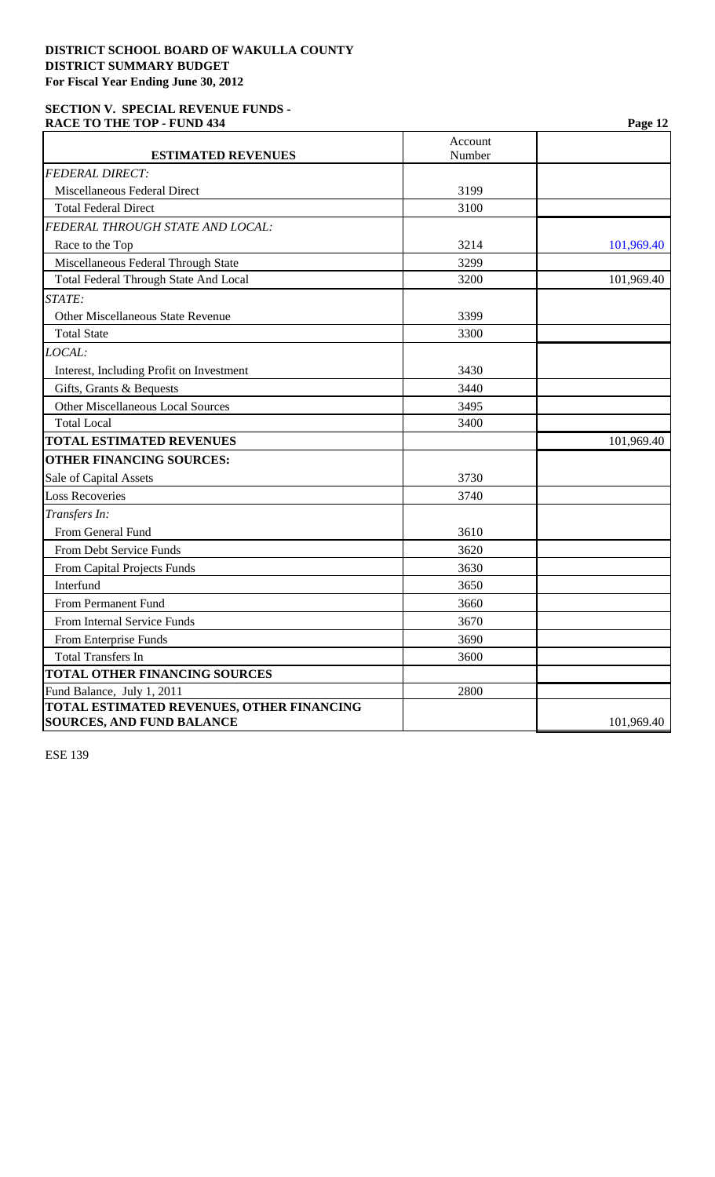**DISTRICT SCHOOL BOARD OF WAKULLA COUNTY**
**DISTRICT SUMMARY BUDGET**
**For Fiscal Year Ending June 30, 2012**

**SECTION V. SPECIAL REVENUE FUNDS -**
**RACE TO THE TOP - FUND 434**

| ESTIMATED REVENUES | Account Number | |
|---|---|---|
| *FEDERAL DIRECT:* | | |
| Miscellaneous Federal Direct | 3199 | |
| Total Federal Direct | 3100 | |
| *FEDERAL THROUGH STATE AND LOCAL:* | | |
| Race to the Top | 3214 | 101,969.40 |
| Miscellaneous Federal Through State | 3299 | |
| Total Federal Through State And Local | 3200 | 101,969.40 |
| *STATE:* | | |
| Other Miscellaneous State Revenue | 3399 | |
| Total State | 3300 | |
| *LOCAL:* | | |
| Interest, Including Profit on Investment | 3430 | |
| Gifts, Grants & Bequests | 3440 | |
| Other Miscellaneous Local Sources | 3495 | |
| Total Local | 3400 | |
| **TOTAL ESTIMATED REVENUES** | | 101,969.40 |
| **OTHER FINANCING SOURCES:** | | |
| Sale of Capital Assets | 3730 | |
| Loss Recoveries | 3740 | |
| *Transfers In:* | | |
| From General Fund | 3610 | |
| From Debt Service Funds | 3620 | |
| From Capital Projects Funds | 3630 | |
| Interfund | 3650 | |
| From Permanent Fund | 3660 | |
| From Internal Service Funds | 3670 | |
| From Enterprise Funds | 3690 | |
| Total Transfers In | 3600 | |
| **TOTAL OTHER FINANCING SOURCES** | | |
| Fund Balance, July 1, 2011 | 2800 | |
| **TOTAL ESTIMATED REVENUES, OTHER FINANCING SOURCES, AND FUND BALANCE** | | 101,969.40 |

ESE 139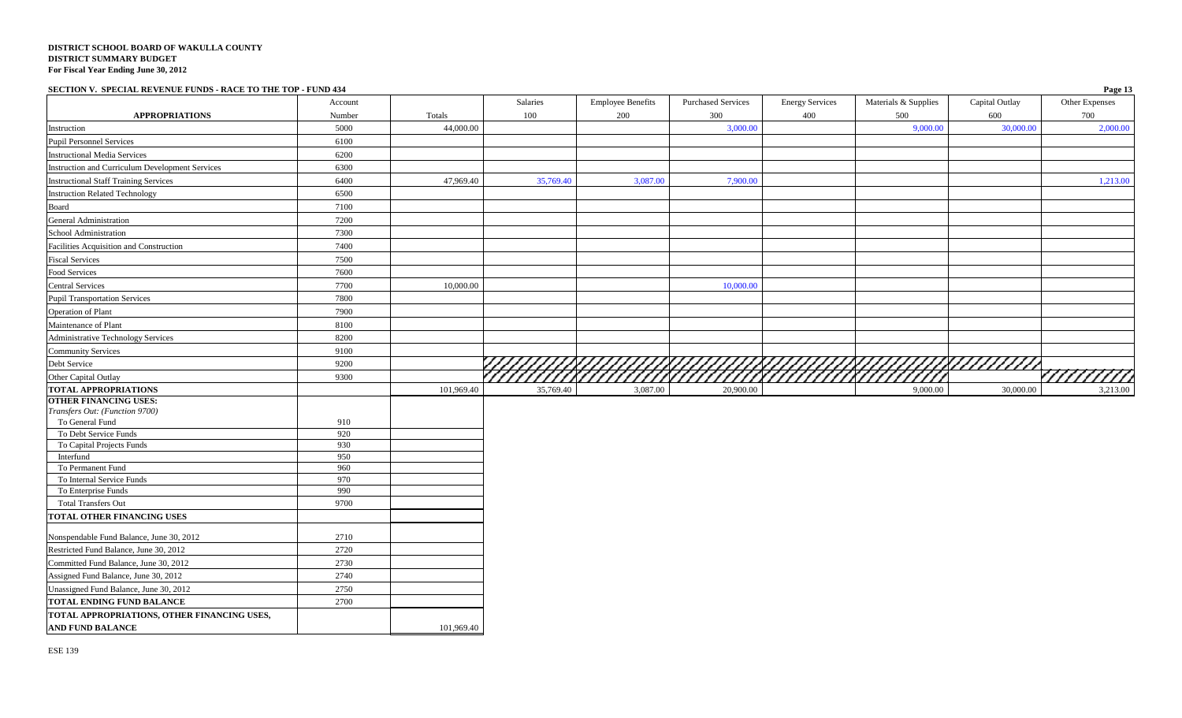**DISTRICT SCHOOL BOARD OF WAKULLA COUNTY**
**DISTRICT SUMMARY BUDGET**
**For Fiscal Year Ending June 30, 2012**

**SECTION V. SPECIAL REVENUE FUNDS - RACE TO THE TOP - FUND 434**

| APPROPRIATIONS | Account Number | Totals | Salaries 100 | Employee Benefits 200 | Purchased Services 300 | Energy Services 400 | Materials & Supplies 500 | Capital Outlay 600 | Other Expenses 700 |
|---|---|---|---|---|---|---|---|---|---|
| Instruction | 5000 | 44,000.00 | | | 3,000.00 | | 9,000.00 | 30,000.00 | 2,000.00 |
| Pupil Personnel Services | 6100 | | | | | | | | |
| Instructional Media Services | 6200 | | | | | | | | |
| Instruction and Curriculum Development Services | 6300 | | | | | | | | |
| Instructional Staff Training Services | 6400 | 47,969.40 | 35,769.40 | 3,087.00 | 7,900.00 | | | | 1,213.00 |
| Instruction Related Technology | 6500 | | | | | | | | |
| Board | 7100 | | | | | | | | |
| General Administration | 7200 | | | | | | | | |
| School Administration | 7300 | | | | | | | | |
| Facilities Acquisition and Construction | 7400 | | | | | | | | |
| Fiscal Services | 7500 | | | | | | | | |
| Food Services | 7600 | | | | | | | | |
| Central Services | 7700 | 10,000.00 | | | 10,000.00 | | | | |
| Pupil Transportation Services | 7800 | | | | | | | | |
| Operation of Plant | 7900 | | | | | | | | |
| Maintenance of Plant | 8100 | | | | | | | | |
| Administrative Technology Services | 8200 | | | | | | | | |
| Community Services | 9100 | | | | | | | | |
| Debt Service | 9200 | | | | | | | | |
| Other Capital Outlay | 9300 | | | | | | | | |
| **TOTAL APPROPRIATIONS** | | 101,969.40 | 35,769.40 | 3,087.00 | 20,900.00 | | 9,000.00 | 30,000.00 | 3,213.00 |

| | Account Number | Totals |
|---|---|---|
| **OTHER FINANCING USES:** | | |
| *Transfers Out: (Function 9700)* | | |
| To General Fund | 910 | |
| To Debt Service Funds | 920 | |
| To Capital Projects Funds | 930 | |
| Interfund | 950 | |
| To Permanent Fund | 960 | |
| To Internal Service Funds | 970 | |
| To Enterprise Funds | 990 | |
| Total Transfers Out | 9700 | |
| **TOTAL OTHER FINANCING USES** | | |
| Nonspendable Fund Balance, June 30, 2012 | 2710 | |
| Restricted Fund Balance, June 30, 2012 | 2720 | |
| Committed Fund Balance, June 30, 2012 | 2730 | |
| Assigned Fund Balance, June 30, 2012 | 2740 | |
| Unassigned Fund Balance, June 30, 2012 | 2750 | |
| **TOTAL ENDING FUND BALANCE** | 2700 | |
| **TOTAL APPROPRIATIONS, OTHER FINANCING USES, AND FUND BALANCE** | | 101,969.40 |

ESE 139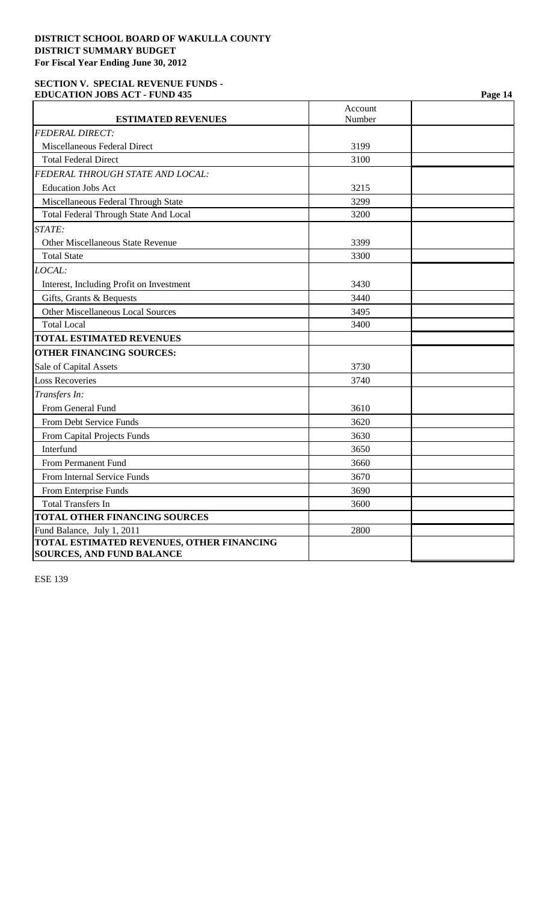**DISTRICT SCHOOL BOARD OF WAKULLA COUNTY**
**DISTRICT SUMMARY BUDGET**
**For Fiscal Year Ending June 30, 2012**

**SECTION V. SPECIAL REVENUE FUNDS - EDUCATION JOBS ACT - FUND 435**

| ESTIMATED REVENUES | Account Number | |
|---|---|---|
| *FEDERAL DIRECT:* | | |
| Miscellaneous Federal Direct | 3199 | |
| Total Federal Direct | 3100 | |
| *FEDERAL THROUGH STATE AND LOCAL:* | | |
| Education Jobs Act | 3215 | |
| Miscellaneous Federal Through State | 3299 | |
| Total Federal Through State And Local | 3200 | |
| *STATE:* | | |
| Other Miscellaneous State Revenue | 3399 | |
| Total State | 3300 | |
| *LOCAL:* | | |
| Interest, Including Profit on Investment | 3430 | |
| Gifts, Grants & Bequests | 3440 | |
| Other Miscellaneous Local Sources | 3495 | |
| Total Local | 3400 | |
| **TOTAL ESTIMATED REVENUES** | | |
| **OTHER FINANCING SOURCES:** | | |
| Sale of Capital Assets | 3730 | |
| Loss Recoveries | 3740 | |
| *Transfers In:* | | |
| From General Fund | 3610 | |
| From Debt Service Funds | 3620 | |
| From Capital Projects Funds | 3630 | |
| Interfund | 3650 | |
| From Permanent Fund | 3660 | |
| From Internal Service Funds | 3670 | |
| From Enterprise Funds | 3690 | |
| Total Transfers In | 3600 | |
| **TOTAL OTHER FINANCING SOURCES** | | |
| Fund Balance, July 1, 2011 | 2800 | |
| **TOTAL ESTIMATED REVENUES, OTHER FINANCING SOURCES, AND FUND BALANCE** | | |

ESE 139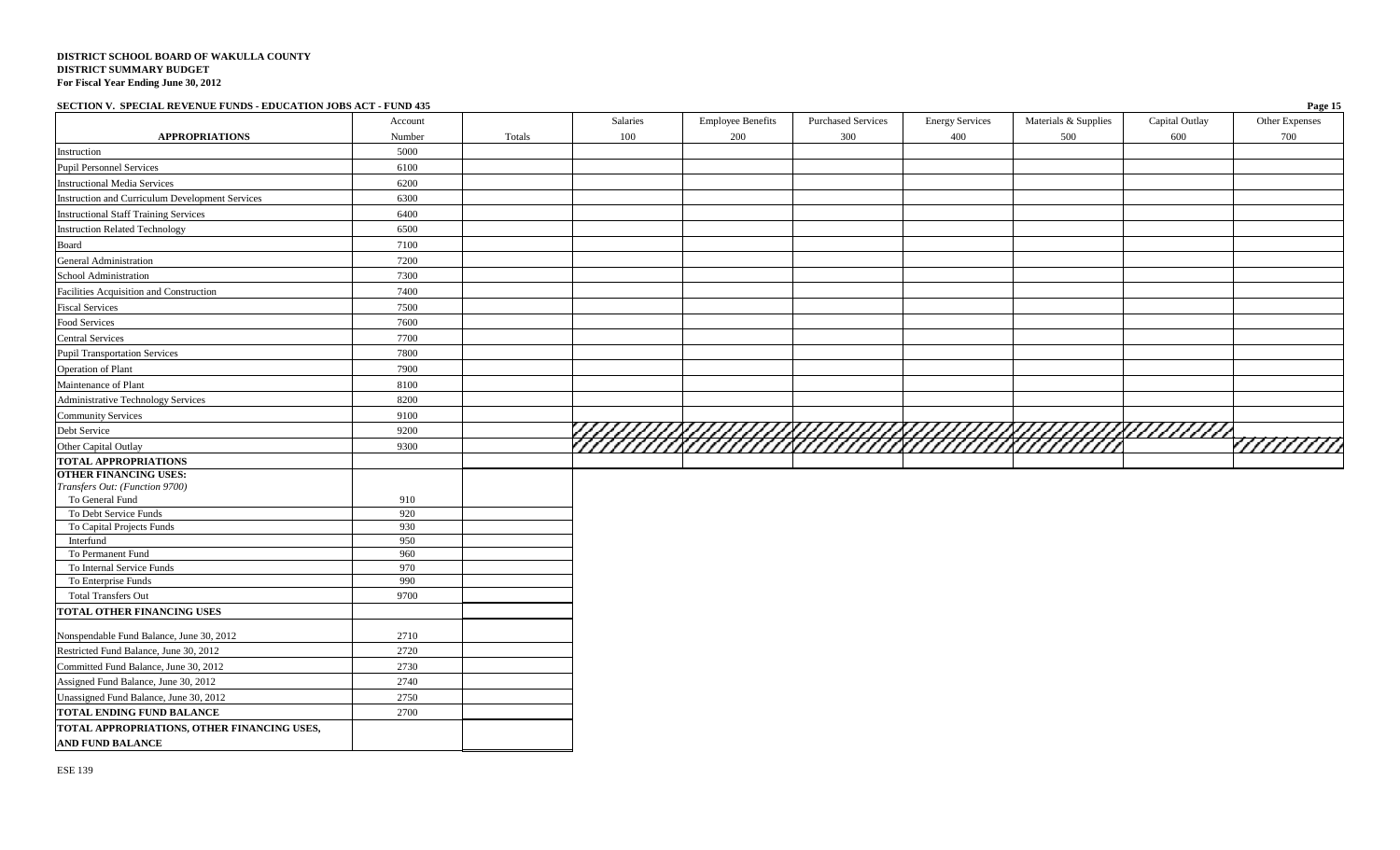**DISTRICT SCHOOL BOARD OF WAKULLA COUNTY**
**DISTRICT SUMMARY BUDGET**
**For Fiscal Year Ending June 30, 2012**

**SECTION V. SPECIAL REVENUE FUNDS - EDUCATION JOBS ACT - FUND 435**

| APPROPRIATIONS | Account Number | Totals | Salaries 100 | Employee Benefits 200 | Purchased Services 300 | Energy Services 400 | Materials & Supplies 500 | Capital Outlay 600 | Other Expenses 700 |
|---|---|---|---|---|---|---|---|---|---|
| Instruction | 5000 | | | | | | | | |
| Pupil Personnel Services | 6100 | | | | | | | | |
| Instructional Media Services | 6200 | | | | | | | | |
| Instruction and Curriculum Development Services | 6300 | | | | | | | | |
| Instructional Staff Training Services | 6400 | | | | | | | | |
| Instruction Related Technology | 6500 | | | | | | | | |
| Board | 7100 | | | | | | | | |
| General Administration | 7200 | | | | | | | | |
| School Administration | 7300 | | | | | | | | |
| Facilities Acquisition and Construction | 7400 | | | | | | | | |
| Fiscal Services | 7500 | | | | | | | | |
| Food Services | 7600 | | | | | | | | |
| Central Services | 7700 | | | | | | | | |
| Pupil Transportation Services | 7800 | | | | | | | | |
| Operation of Plant | 7900 | | | | | | | | |
| Maintenance of Plant | 8100 | | | | | | | | |
| Administrative Technology Services | 8200 | | | | | | | | |
| Community Services | 9100 | | | | | | | | |
| Debt Service | 9200 | | | | | | | | |
| Other Capital Outlay | 9300 | | | | | | | | |
| **TOTAL APPROPRIATIONS** | | | | | | | | | |
| **OTHER FINANCING USES:** | | | | | | | | | |
| *Transfers Out: (Function 9700)* | | | | | | | | | |
| To General Fund | 910 | | | | | | | | |
| To Debt Service Funds | 920 | | | | | | | | |
| To Capital Projects Funds | 930 | | | | | | | | |
| Interfund | 950 | | | | | | | | |
| To Permanent Fund | 960 | | | | | | | | |
| To Internal Service Funds | 970 | | | | | | | | |
| To Enterprise Funds | 990 | | | | | | | | |
| Total Transfers Out | 9700 | | | | | | | | |
| **TOTAL OTHER FINANCING USES** | | | | | | | | | |
| Nonspendable Fund Balance, June 30, 2012 | 2710 | | | | | | | | |
| Restricted Fund Balance, June 30, 2012 | 2720 | | | | | | | | |
| Committed Fund Balance, June 30, 2012 | 2730 | | | | | | | | |
| Assigned Fund Balance, June 30, 2012 | 2740 | | | | | | | | |
| Unassigned Fund Balance, June 30, 2012 | 2750 | | | | | | | | |
| **TOTAL ENDING FUND BALANCE** | 2700 | | | | | | | | |
| **TOTAL APPROPRIATIONS, OTHER FINANCING USES, AND FUND BALANCE** | | | | | | | | | |

ESE 139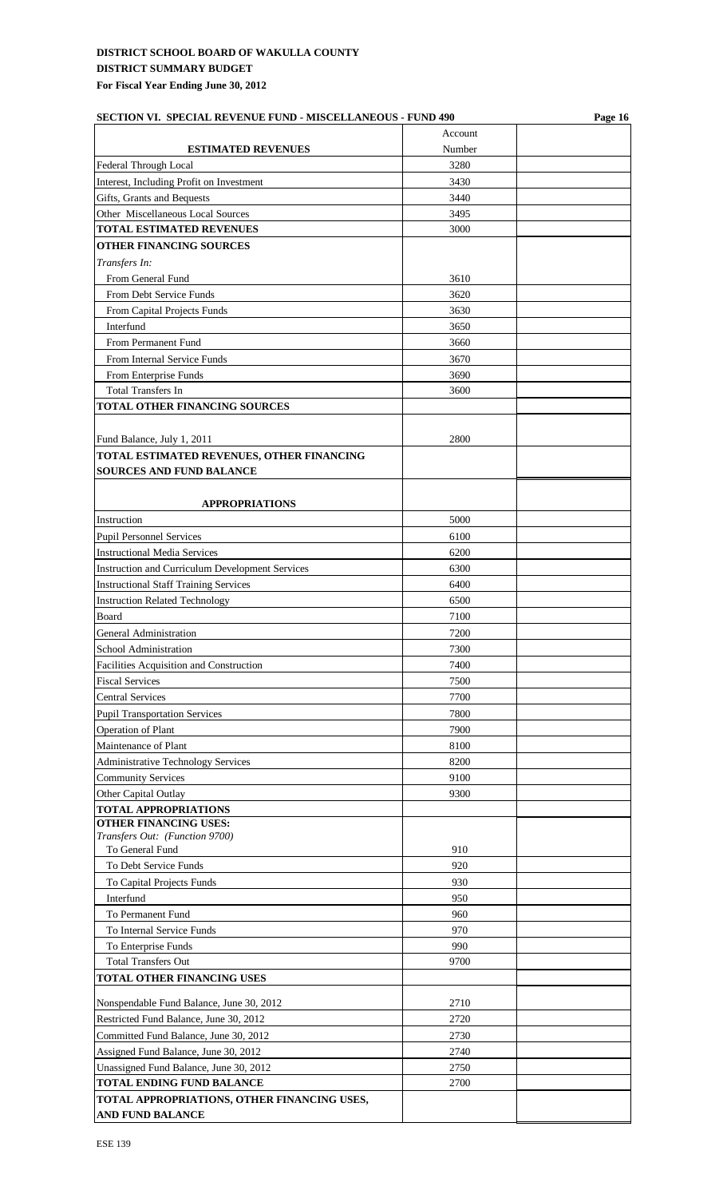**DISTRICT SCHOOL BOARD OF WAKULLA COUNTY**
**DISTRICT SUMMARY BUDGET**
**For Fiscal Year Ending June 30, 2012**

**SECTION VI. SPECIAL REVENUE FUND - MISCELLANEOUS - FUND 490**

| ESTIMATED REVENUES | Account Number | |
|---|---|---|
| Federal Through Local | 3280 | |
| Interest, Including Profit on Investment | 3430 | |
| Gifts, Grants and Bequests | 3440 | |
| Other Miscellaneous Local Sources | 3495 | |
| **TOTAL ESTIMATED REVENUES** | 3000 | |
| **OTHER FINANCING SOURCES** | | |
| *Transfers In:* | | |
| From General Fund | 3610 | |
| From Debt Service Funds | 3620 | |
| From Capital Projects Funds | 3630 | |
| Interfund | 3650 | |
| From Permanent Fund | 3660 | |
| From Internal Service Funds | 3670 | |
| From Enterprise Funds | 3690 | |
| Total Transfers In | 3600 | |
| **TOTAL OTHER FINANCING SOURCES** | | |
| Fund Balance, July 1, 2011 | 2800 | |
| **TOTAL ESTIMATED REVENUES, OTHER FINANCING SOURCES AND FUND BALANCE** | | |
| **APPROPRIATIONS** | | |
| Instruction | 5000 | |
| Pupil Personnel Services | 6100 | |
| Instructional Media Services | 6200 | |
| Instruction and Curriculum Development Services | 6300 | |
| Instructional Staff Training Services | 6400 | |
| Instruction Related Technology | 6500 | |
| Board | 7100 | |
| General Administration | 7200 | |
| School Administration | 7300 | |
| Facilities Acquisition and Construction | 7400 | |
| Fiscal Services | 7500 | |
| Central Services | 7700 | |
| Pupil Transportation Services | 7800 | |
| Operation of Plant | 7900 | |
| Maintenance of Plant | 8100 | |
| Administrative Technology Services | 8200 | |
| Community Services | 9100 | |
| Other Capital Outlay | 9300 | |
| **TOTAL APPROPRIATIONS** | | |
| **OTHER FINANCING USES:** | | |
| *Transfers Out: (Function 9700)* | | |
| To General Fund | 910 | |
| To Debt Service Funds | 920 | |
| To Capital Projects Funds | 930 | |
| Interfund | 950 | |
| To Permanent Fund | 960 | |
| To Internal Service Funds | 970 | |
| To Enterprise Funds | 990 | |
| Total Transfers Out | 9700 | |
| **TOTAL OTHER FINANCING USES** | | |
| Nonspendable Fund Balance, June 30, 2012 | 2710 | |
| Restricted Fund Balance, June 30, 2012 | 2720 | |
| Committed Fund Balance, June 30, 2012 | 2730 | |
| Assigned Fund Balance, June 30, 2012 | 2740 | |
| Unassigned Fund Balance, June 30, 2012 | 2750 | |
| **TOTAL ENDING FUND BALANCE** | 2700 | |
| **TOTAL APPROPRIATIONS, OTHER FINANCING USES, AND FUND BALANCE** | | |

ESE 139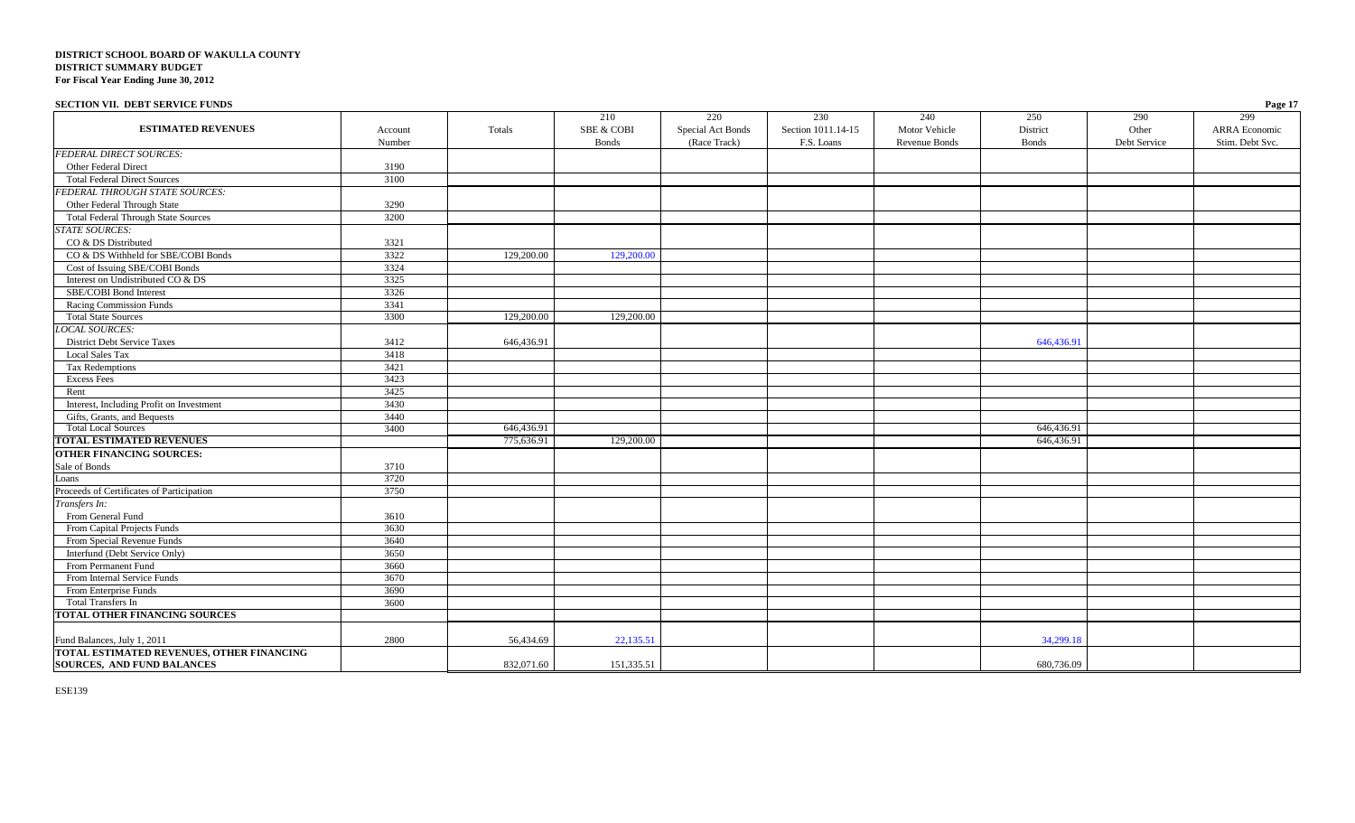**DISTRICT SCHOOL BOARD OF WAKULLA COUNTY**
**DISTRICT SUMMARY BUDGET**
**For Fiscal Year Ending June 30, 2012**

**SECTION VII. DEBT SERVICE FUNDS**

| ESTIMATED REVENUES | Account Number | Totals | 210 SBE & COBI Bonds | 220 Special Act Bonds (Race Track) | 230 Section 1011.14-15 F.S. Loans | 240 Motor Vehicle Revenue Bonds | 250 District Bonds | 290 Other Debt Service | 299 ARRA Economic Stim. Debt Svc. |
|---|---|---|---|---|---|---|---|---|---|
| *FEDERAL DIRECT SOURCES:* | | | | | | | | | |
| Other Federal Direct | 3190 | | | | | | | | |
| Total Federal Direct Sources | 3100 | | | | | | | | |
| *FEDERAL THROUGH STATE SOURCES:* | | | | | | | | | |
| Other Federal Through State | 3290 | | | | | | | | |
| Total Federal Through State Sources | 3200 | | | | | | | | |
| *STATE SOURCES:* | | | | | | | | | |
| CO & DS Distributed | 3321 | | | | | | | | |
| CO & DS Withheld for SBE/COBI Bonds | 3322 | 129,200.00 | 129,200.00 | | | | | | |
| Cost of Issuing SBE/COBI Bonds | 3324 | | | | | | | | |
| Interest on Undistributed CO & DS | 3325 | | | | | | | | |
| SBE/COBI Bond Interest | 3326 | | | | | | | | |
| Racing Commission Funds | 3341 | | | | | | | | |
| Total State Sources | 3300 | 129,200.00 | 129,200.00 | | | | | | |
| *LOCAL SOURCES:* | | | | | | | | | |
| District Debt Service Taxes | 3412 | 646,436.91 | | | | | 646,436.91 | | |
| Local Sales Tax | 3418 | | | | | | | | |
| Tax Redemptions | 3421 | | | | | | | | |
| Excess Fees | 3423 | | | | | | | | |
| Rent | 3425 | | | | | | | | |
| Interest, Including Profit on Investment | 3430 | | | | | | | | |
| Gifts, Grants, and Bequests | 3440 | | | | | | | | |
| Total Local Sources | 3400 | 646,436.91 | | | | | 646,436.91 | | |
| **TOTAL ESTIMATED REVENUES** | | 775,636.91 | 129,200.00 | | | | 646,436.91 | | |
| **OTHER FINANCING SOURCES:** | | | | | | | | | |
| Sale of Bonds | 3710 | | | | | | | | |
| Loans | 3720 | | | | | | | | |
| Proceeds of Certificates of Participation | 3750 | | | | | | | | |
| *Transfers In:* | | | | | | | | | |
| From General Fund | 3610 | | | | | | | | |
| From Capital Projects Funds | 3630 | | | | | | | | |
| From Special Revenue Funds | 3640 | | | | | | | | |
| Interfund (Debt Service Only) | 3650 | | | | | | | | |
| From Permanent Fund | 3660 | | | | | | | | |
| From Internal Service Funds | 3670 | | | | | | | | |
| From Enterprise Funds | 3690 | | | | | | | | |
| Total Transfers In | 3600 | | | | | | | | |
| **TOTAL OTHER FINANCING SOURCES** | | | | | | | | | |
| Fund Balances, July 1, 2011 | 2800 | 56,434.69 | 22,135.51 | | | | 34,299.18 | | |
| **TOTAL ESTIMATED REVENUES, OTHER FINANCING SOURCES, AND FUND BALANCES** | | 832,071.60 | 151,335.51 | | | | 680,736.09 | | |

ESE139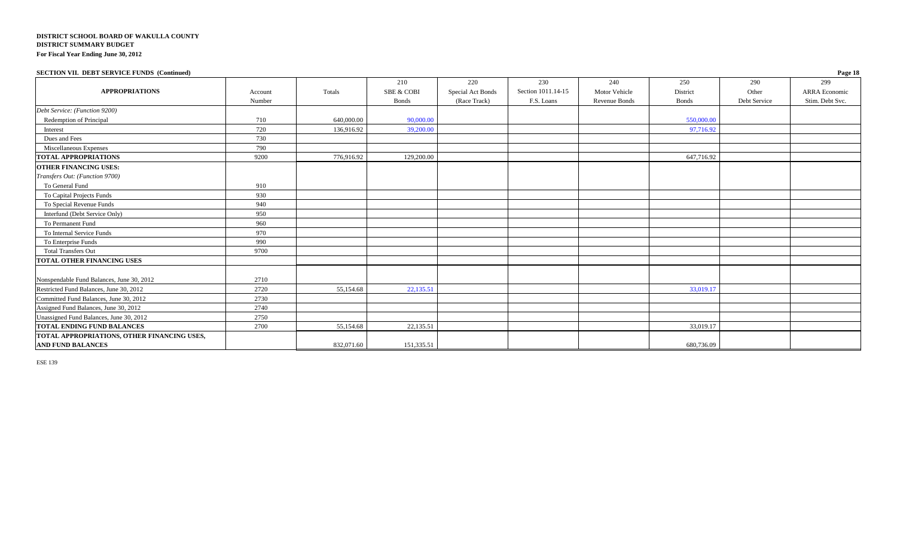**DISTRICT SCHOOL BOARD OF WAKULLA COUNTY**
**DISTRICT SUMMARY BUDGET**
**For Fiscal Year Ending June 30, 2012**

**SECTION VII. DEBT SERVICE FUNDS (Continued)**

| APPROPRIATIONS | Account Number | Totals | 210 SBE & COBI Bonds | 220 Special Act Bonds (Race Track) | 230 Section 1011.14-15 F.S. Loans | 240 Motor Vehicle Revenue Bonds | 250 District Bonds | 290 Other Debt Service | 299 ARRA Economic Stim. Debt Svc. |
|---|---|---|---|---|---|---|---|---|---|
| *Debt Service: (Function 9200)* | | | | | | | | | |
| Redemption of Principal | 710 | 640,000.00 | 90,000.00 | | | | 550,000.00 | | |
| Interest | 720 | 136,916.92 | 39,200.00 | | | | 97,716.92 | | |
| Dues and Fees | 730 | | | | | | | | |
| Miscellaneous Expenses | 790 | | | | | | | | |
| **TOTAL APPROPRIATIONS** | 9200 | 776,916.92 | 129,200.00 | | | | 647,716.92 | | |
| **OTHER FINANCING USES:** | | | | | | | | | |
| *Transfers Out: (Function 9700)* | | | | | | | | | |
| To General Fund | 910 | | | | | | | | |
| To Capital Projects Funds | 930 | | | | | | | | |
| To Special Revenue Funds | 940 | | | | | | | | |
| Interfund (Debt Service Only) | 950 | | | | | | | | |
| To Permanent Fund | 960 | | | | | | | | |
| To Internal Service Funds | 970 | | | | | | | | |
| To Enterprise Funds | 990 | | | | | | | | |
| Total Transfers Out | 9700 | | | | | | | | |
| **TOTAL OTHER FINANCING USES** | | | | | | | | | |
| Nonspendable Fund Balances, June 30, 2012 | 2710 | | | | | | | | |
| Restricted Fund Balances, June 30, 2012 | 2720 | 55,154.68 | 22,135.51 | | | | 33,019.17 | | |
| Committed Fund Balances, June 30, 2012 | 2730 | | | | | | | | |
| Assigned Fund Balances, June 30, 2012 | 2740 | | | | | | | | |
| Unassigned Fund Balances, June 30, 2012 | 2750 | | | | | | | | |
| **TOTAL ENDING FUND BALANCES** | 2700 | 55,154.68 | 22,135.51 | | | | 33,019.17 | | |
| **TOTAL APPROPRIATIONS, OTHER FINANCING USES, AND FUND BALANCES** | | 832,071.60 | 151,335.51 | | | | 680,736.09 | | |

ESE 139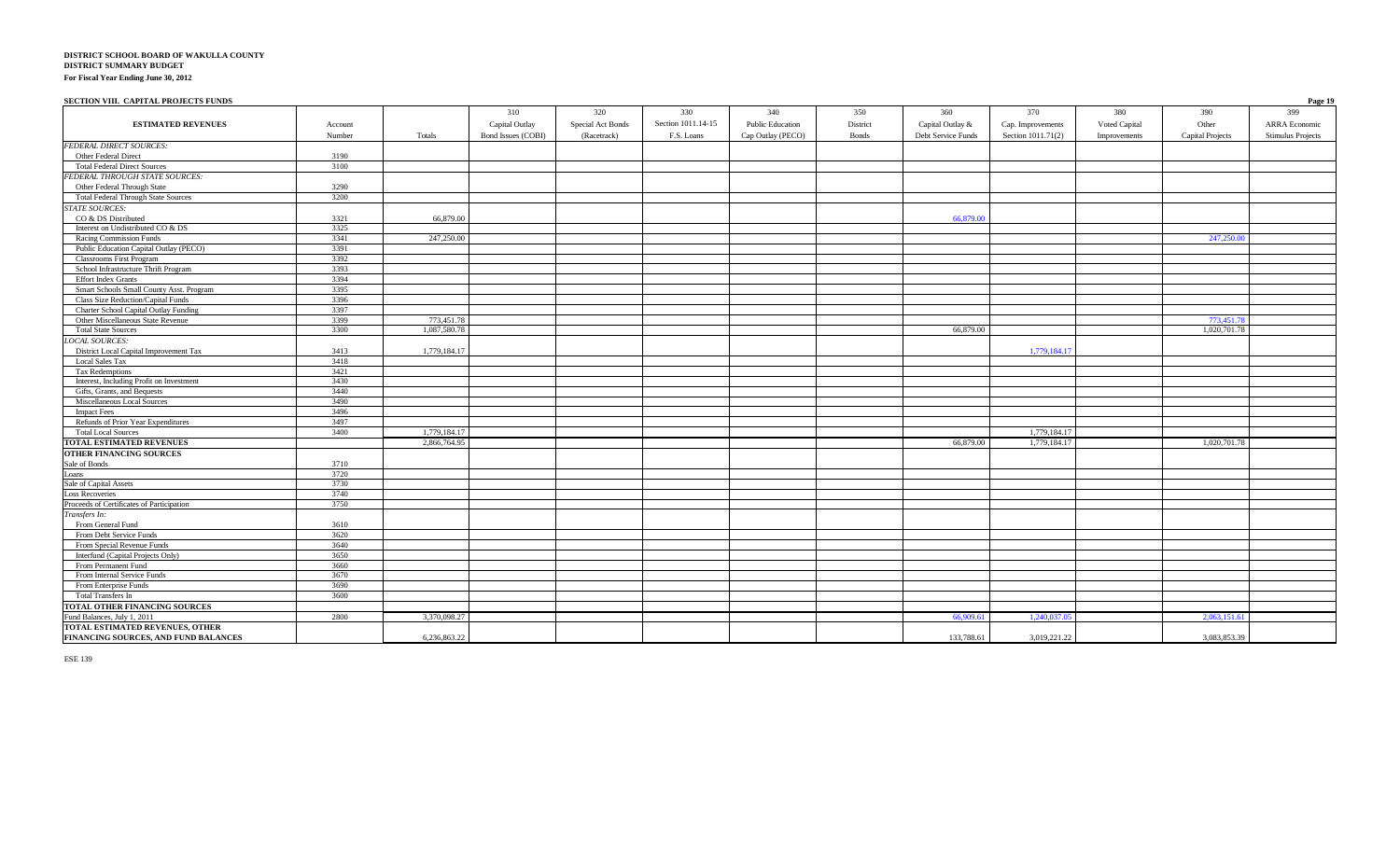**DISTRICT SCHOOL BOARD OF WAKULLA COUNTY**
**DISTRICT SUMMARY BUDGET**
**For Fiscal Year Ending June 30, 2012**

**SECTION VIII. CAPITAL PROJECTS FUNDS**

| ESTIMATED REVENUES | Account Number | Totals | 310 Capital Outlay Bond Issues (COBI) | 320 Special Act Bonds (Racetrack) | 330 Section 1011.14-15 F.S. Loans | 340 Public Education Cap Outlay (PECO) | 350 District Bonds | 360 Capital Outlay & Debt Service Funds | 370 Cap. Improvements Section 1011.71(2) | 380 Voted Capital Improvements | 390 Other Capital Projects | 399 ARRA Economic Stimulus Projects |
|---|---|---|---|---|---|---|---|---|---|---|---|---|
| *FEDERAL DIRECT SOURCES:* | | | | | | | | | | | | |
| Other Federal Direct | 3190 | | | | | | | | | | | |
| Total Federal Direct Sources | 3100 | | | | | | | | | | | |
| *FEDERAL THROUGH STATE SOURCES:* | | | | | | | | | | | | |
| Other Federal Through State | 3290 | | | | | | | | | | | |
| Total Federal Through State Sources | 3200 | | | | | | | | | | | |
| *STATE SOURCES:* | | | | | | | | | | | | |
| CO & DS Distributed | 3321 | 66,879.00 | | | | | | 66,879.00 | | | | |
| Interest on Undistributed CO & DS | 3325 | | | | | | | | | | | |
| Racing Commission Funds | 3341 | 247,250.00 | | | | | | | | | 247,250.00 | |
| Public Education Capital Outlay (PECO) | 3391 | | | | | | | | | | | |
| Classrooms First Program | 3392 | | | | | | | | | | | |
| School Infrastructure Thrift Program | 3393 | | | | | | | | | | | |
| Effort Index Grants | 3394 | | | | | | | | | | | |
| Smart Schools Small County Asst. Program | 3395 | | | | | | | | | | | |
| Class Size Reduction/Capital Funds | 3396 | | | | | | | | | | | |
| Charter School Capital Outlay Funding | 3397 | | | | | | | | | | | |
| Other Miscellaneous State Revenue | 3399 | 773,451.78 | | | | | | | | | 773,451.78 | |
| Total State Sources | 3300 | 1,087,580.78 | | | | | | 66,879.00 | | | 1,020,701.78 | |
| *LOCAL SOURCES:* | | | | | | | | | | | | |
| District Local Capital Improvement Tax | 3413 | 1,779,184.17 | | | | | | | 1,779,184.17 | | | |
| Local Sales Tax | 3418 | | | | | | | | | | | |
| Tax Redemptions | 3421 | | | | | | | | | | | |
| Interest, Including Profit on Investment | 3430 | | | | | | | | | | | |
| Gifts, Grants, and Bequests | 3440 | | | | | | | | | | | |
| Miscellaneous Local Sources | 3490 | | | | | | | | | | | |
| Impact Fees | 3496 | | | | | | | | | | | |
| Refunds of Prior Year Expenditures | 3497 | | | | | | | | | | | |
| Total Local Sources | 3400 | 1,779,184.17 | | | | | | | 1,779,184.17 | | | |
| **TOTAL ESTIMATED REVENUES** | | 2,866,764.95 | | | | | | 66,879.00 | 1,779,184.17 | | 1,020,701.78 | |
| **OTHER FINANCING SOURCES** | | | | | | | | | | | | |
| Sale of Bonds | 3710 | | | | | | | | | | | |
| Loans | 3720 | | | | | | | | | | | |
| Sale of Capital Assets | 3730 | | | | | | | | | | | |
| Loss Recoveries | 3740 | | | | | | | | | | | |
| Proceeds of Certificates of Participation | 3750 | | | | | | | | | | | |
| *Transfers In:* | | | | | | | | | | | | |
| From General Fund | 3610 | | | | | | | | | | | |
| From Debt Service Funds | 3620 | | | | | | | | | | | |
| From Special Revenue Funds | 3640 | | | | | | | | | | | |
| Interfund (Capital Projects Only) | 3650 | | | | | | | | | | | |
| From Permanent Fund | 3660 | | | | | | | | | | | |
| From Internal Service Funds | 3670 | | | | | | | | | | | |
| From Enterprise Funds | 3690 | | | | | | | | | | | |
| Total Transfers In | 3600 | | | | | | | | | | | |
| **TOTAL OTHER FINANCING SOURCES** | | | | | | | | | | | | |
| Fund Balances, July 1, 2011 | 2800 | 3,370,098.27 | | | | | | 66,909.61 | 1,240,037.05 | | 2,063,151.61 | |
| **TOTAL ESTIMATED REVENUES, OTHER FINANCING SOURCES, AND FUND BALANCES** | | 6,236,863.22 | | | | | | 133,788.61 | 3,019,221.22 | | 3,083,853.39 | |

ESE 139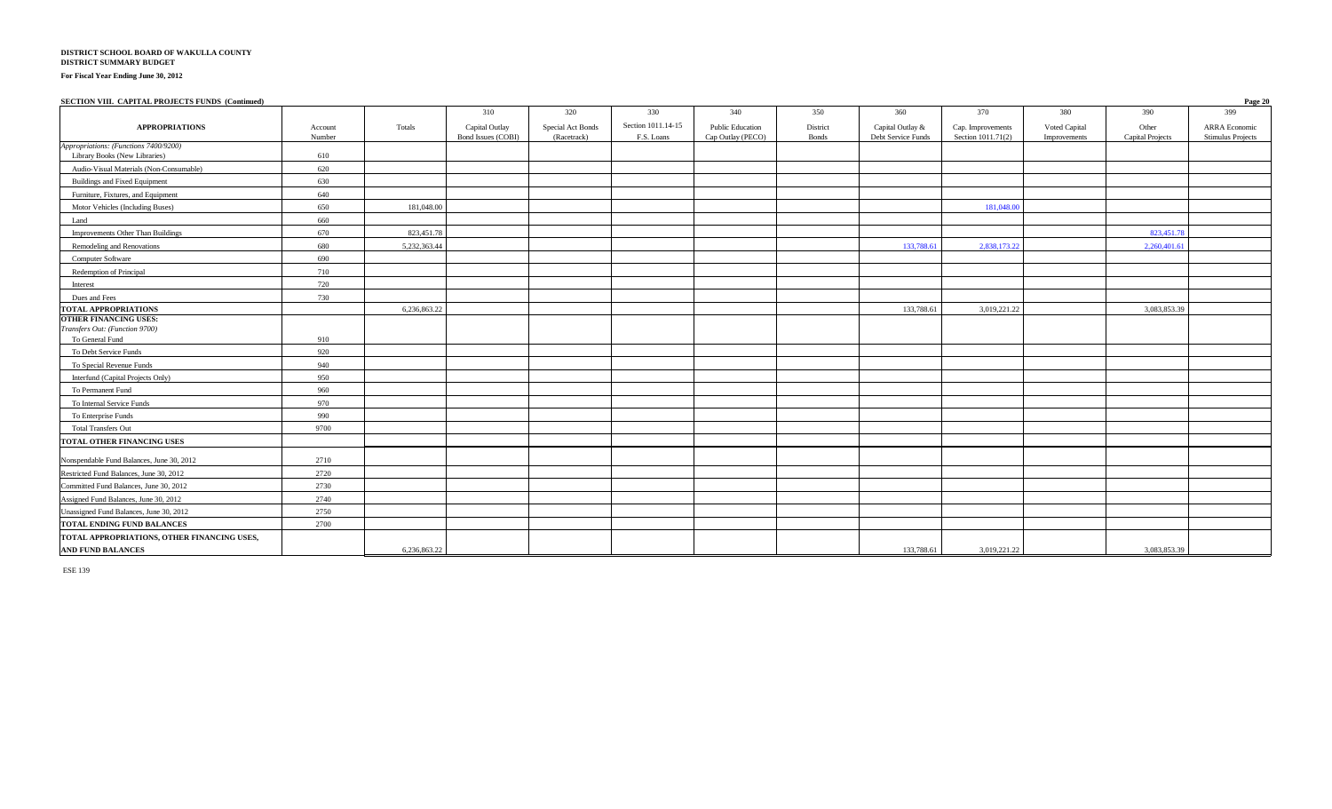**DISTRICT SCHOOL BOARD OF WAKULLA COUNTY**
**DISTRICT SUMMARY BUDGET**
**For Fiscal Year Ending June 30, 2012**

**SECTION VIII. CAPITAL PROJECTS FUNDS (Continued)**

| APPROPRIATIONS | Account Number | Totals | 310 Capital Outlay Bond Issues (COBI) | 320 Special Act Bonds (Racetrack) | 330 Section 1011.14-15 F.S. Loans | 340 Public Education Cap Outlay (PECO) | 350 District Bonds | 360 Capital Outlay & Debt Service Funds | 370 Cap. Improvements Section 1011.71(2) | 380 Voted Capital Improvements | 390 Other Capital Projects | 399 ARRA Economic Stimulus Projects |
|---|---|---|---|---|---|---|---|---|---|---|---|---|
| *Appropriations: (Functions 7400/9200)* | | | | | | | | | | | | |
| Library Books (New Libraries) | 610 | | | | | | | | | | | |
| Audio-Visual Materials (Non-Consumable) | 620 | | | | | | | | | | | |
| Buildings and Fixed Equipment | 630 | | | | | | | | | | | |
| Furniture, Fixtures, and Equipment | 640 | | | | | | | | | | | |
| Motor Vehicles (Including Buses) | 650 | 181,048.00 | | | | | | | 181,048.00 | | | |
| Land | 660 | | | | | | | | | | | |
| Improvements Other Than Buildings | 670 | 823,451.78 | | | | | | | | | 823,451.78 | |
| Remodeling and Renovations | 680 | 5,232,363.44 | | | | | | 133,788.61 | 2,838,173.22 | | 2,260,401.61 | |
| Computer Software | 690 | | | | | | | | | | | |
| Redemption of Principal | 710 | | | | | | | | | | | |
| Interest | 720 | | | | | | | | | | | |
| Dues and Fees | 730 | | | | | | | | | | | |
| **TOTAL APPROPRIATIONS** | | 6,236,863.22 | | | | | | 133,788.61 | 3,019,221.22 | | 3,083,853.39 | |
| **OTHER FINANCING USES:** | | | | | | | | | | | | |
| *Transfers Out: (Function 9700)* | | | | | | | | | | | | |
| To General Fund | 910 | | | | | | | | | | | |
| To Debt Service Funds | 920 | | | | | | | | | | | |
| To Special Revenue Funds | 940 | | | | | | | | | | | |
| Interfund (Capital Projects Only) | 950 | | | | | | | | | | | |
| To Permanent Fund | 960 | | | | | | | | | | | |
| To Internal Service Funds | 970 | | | | | | | | | | | |
| To Enterprise Funds | 990 | | | | | | | | | | | |
| Total Transfers Out | 9700 | | | | | | | | | | | |
| **TOTAL OTHER FINANCING USES** | | | | | | | | | | | | |
| Nonspendable Fund Balances, June 30, 2012 | 2710 | | | | | | | | | | | |
| Restricted Fund Balances, June 30, 2012 | 2720 | | | | | | | | | | | |
| Committed Fund Balances, June 30, 2012 | 2730 | | | | | | | | | | | |
| Assigned Fund Balances, June 30, 2012 | 2740 | | | | | | | | | | | |
| Unassigned Fund Balances, June 30, 2012 | 2750 | | | | | | | | | | | |
| **TOTAL ENDING FUND BALANCES** | 2700 | | | | | | | | | | | |
| **TOTAL APPROPRIATIONS, OTHER FINANCING USES, AND FUND BALANCES** | | 6,236,863.22 | | | | | | 133,788.61 | 3,019,221.22 | | 3,083,853.39 | |

ESE 139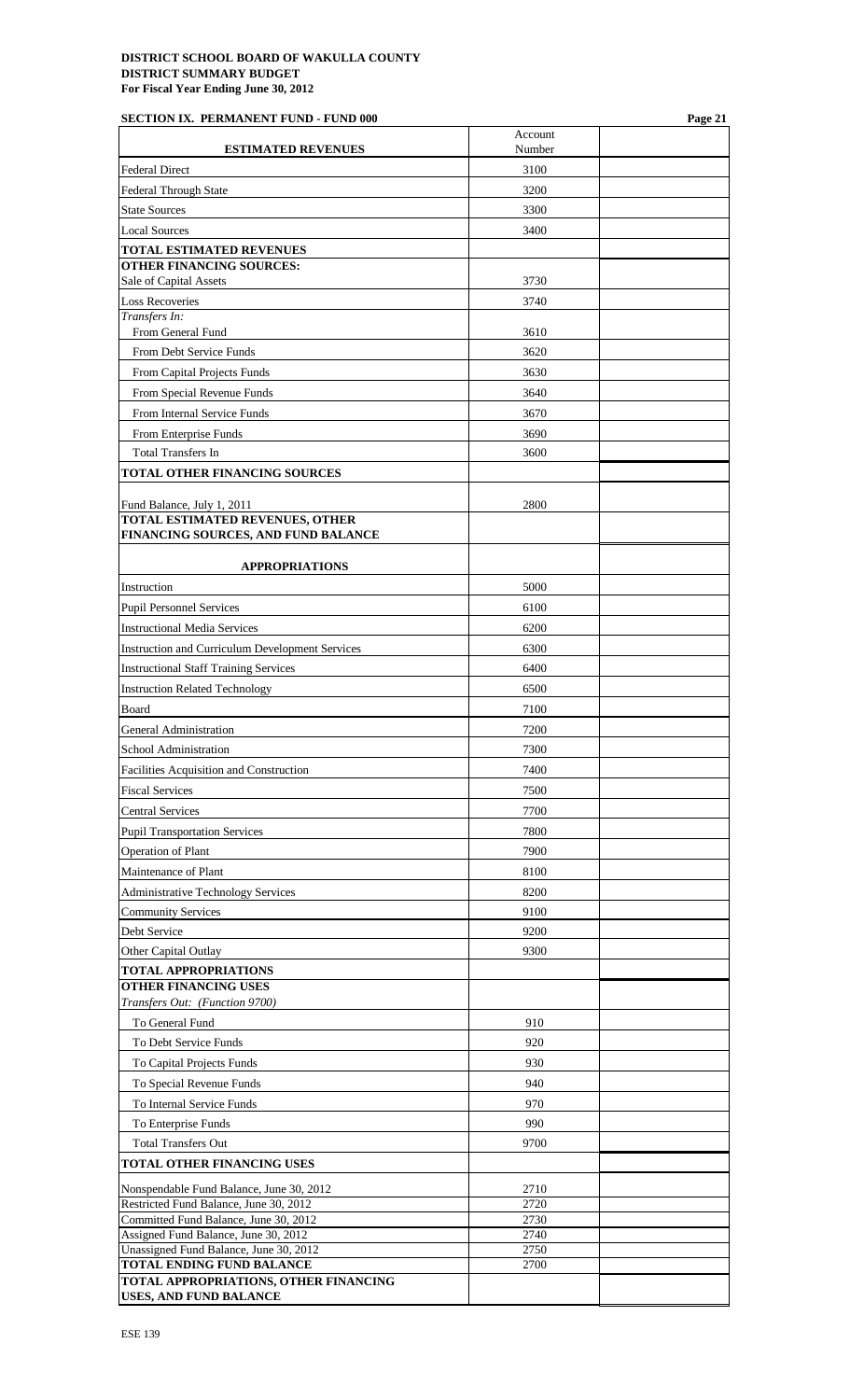**DISTRICT SCHOOL BOARD OF WAKULLA COUNTY**
**DISTRICT SUMMARY BUDGET**
**For Fiscal Year Ending June 30, 2012**

**SECTION IX. PERMANENT FUND - FUND 000**

| ESTIMATED REVENUES | Account Number | |
|---|---|---|
| Federal Direct | 3100 | |
| Federal Through State | 3200 | |
| State Sources | 3300 | |
| Local Sources | 3400 | |
| **TOTAL ESTIMATED REVENUES** | | |
| **OTHER FINANCING SOURCES:** | | |
| Sale of Capital Assets | 3730 | |
| Loss Recoveries | 3740 | |
| *Transfers In:* | | |
| From General Fund | 3610 | |
| From Debt Service Funds | 3620 | |
| From Capital Projects Funds | 3630 | |
| From Special Revenue Funds | 3640 | |
| From Internal Service Funds | 3670 | |
| From Enterprise Funds | 3690 | |
| Total Transfers In | 3600 | |
| **TOTAL OTHER FINANCING SOURCES** | | |
| Fund Balance, July 1, 2011 | 2800 | |
| **TOTAL ESTIMATED REVENUES, OTHER FINANCING SOURCES, AND FUND BALANCE** | | |
| **APPROPRIATIONS** | | |
| Instruction | 5000 | |
| Pupil Personnel Services | 6100 | |
| Instructional Media Services | 6200 | |
| Instruction and Curriculum Development Services | 6300 | |
| Instructional Staff Training Services | 6400 | |
| Instruction Related Technology | 6500 | |
| Board | 7100 | |
| General Administration | 7200 | |
| School Administration | 7300 | |
| Facilities Acquisition and Construction | 7400 | |
| Fiscal Services | 7500 | |
| Central Services | 7700 | |
| Pupil Transportation Services | 7800 | |
| Operation of Plant | 7900 | |
| Maintenance of Plant | 8100 | |
| Administrative Technology Services | 8200 | |
| Community Services | 9100 | |
| Debt Service | 9200 | |
| Other Capital Outlay | 9300 | |
| **TOTAL APPROPRIATIONS** | | |
| **OTHER FINANCING USES** | | |
| *Transfers Out: (Function 9700)* | | |
| To General Fund | 910 | |
| To Debt Service Funds | 920 | |
| To Capital Projects Funds | 930 | |
| To Special Revenue Funds | 940 | |
| To Internal Service Funds | 970 | |
| To Enterprise Funds | 990 | |
| Total Transfers Out | 9700 | |
| **TOTAL OTHER FINANCING USES** | | |
| Nonspendable Fund Balance, June 30, 2012 | 2710 | |
| Restricted Fund Balance, June 30, 2012 | 2720 | |
| Committed Fund Balance, June 30, 2012 | 2730 | |
| Assigned Fund Balance, June 30, 2012 | 2740 | |
| Unassigned Fund Balance, June 30, 2012 | 2750 | |
| **TOTAL ENDING FUND BALANCE** | 2700 | |
| **TOTAL APPROPRIATIONS, OTHER FINANCING USES, AND FUND BALANCE** | | |

ESE 139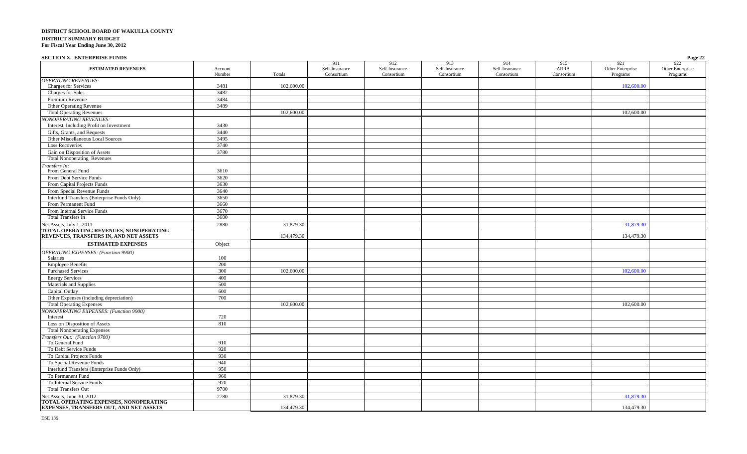**DISTRICT SCHOOL BOARD OF WAKULLA COUNTY**
**DISTRICT SUMMARY BUDGET**
**For Fiscal Year Ending June 30, 2012**

**SECTION X. ENTERPRISE FUNDS**

| ESTIMATED REVENUES | Account Number | Totals | 911 Self-Insurance Consortium | 912 Self-Insurance Consortium | 913 Self-Insurance Consortium | 914 Self-Insurance Consortium | 915 ARRA Consortium | 921 Other Enterprise Programs | 922 Other Enterprise Programs |
|---|---|---|---|---|---|---|---|---|---|
| *OPERATING REVENUES:* | | | | | | | | | |
| Charges for Services | 3481 | 102,600.00 | | | | | | 102,600.00 | |
| Charges for Sales | 3482 | | | | | | | | |
| Premium Revenue | 3484 | | | | | | | | |
| Other Operating Revenue | 3489 | | | | | | | | |
| Total Operating Revenues | | 102,600.00 | | | | | | 102,600.00 | |
| *NONOPERATING REVENUES:* | | | | | | | | | |
| Interest, Including Profit on Investment | 3430 | | | | | | | | |
| Gifts, Grants, and Bequests | 3440 | | | | | | | | |
| Other Miscellaneous Local Sources | 3495 | | | | | | | | |
| Loss Recoveries | 3740 | | | | | | | | |
| Gain on Disposition of Assets | 3780 | | | | | | | | |
| Total Nonoperating Revenues | | | | | | | | | |
| *Transfers In:* | | | | | | | | | |
| From General Fund | 3610 | | | | | | | | |
| From Debt Service Funds | 3620 | | | | | | | | |
| From Capital Projects Funds | 3630 | | | | | | | | |
| From Special Revenue Funds | 3640 | | | | | | | | |
| Interfund Transfers (Enterprise Funds Only) | 3650 | | | | | | | | |
| From Permanent Fund | 3660 | | | | | | | | |
| From Internal Service Funds | 3670 | | | | | | | | |
| Total Transfers In | 3600 | | | | | | | | |
| Net Assets, July 1, 2011 | 2880 | 31,879.30 | | | | | | 31,879.30 | |
| **TOTAL OPERATING REVENUES, NONOPERATING REVENUES, TRANSFERS IN, AND NET ASSETS** | | 134,479.30 | | | | | | 134,479.30 | |
| **ESTIMATED EXPENSES** | Object | | | | | | | | |
| *OPERATING EXPENSES: (Function 9900)* | | | | | | | | | |
| Salaries | 100 | | | | | | | | |
| Employee Benefits | 200 | | | | | | | | |
| Purchased Services | 300 | 102,600.00 | | | | | | 102,600.00 | |
| Energy Services | 400 | | | | | | | | |
| Materials and Supplies | 500 | | | | | | | | |
| Capital Outlay | 600 | | | | | | | | |
| Other Expenses (including depreciation) | 700 | | | | | | | | |
| Total Operating Expenses | | 102,600.00 | | | | | | 102,600.00 | |
| *NONOPERATING EXPENSES: (Function 9900)* | | | | | | | | | |
| Interest | 720 | | | | | | | | |
| Loss on Disposition of Assets | 810 | | | | | | | | |
| Total Nonoperating Expenses | | | | | | | | | |
| *Transfers Out: (Function 9700)* | | | | | | | | | |
| To General Fund | 910 | | | | | | | | |
| To Debt Service Funds | 920 | | | | | | | | |
| To Capital Projects Funds | 930 | | | | | | | | |
| To Special Revenue Funds | 940 | | | | | | | | |
| Interfund Transfers (Enterprise Funds Only) | 950 | | | | | | | | |
| To Permanent Fund | 960 | | | | | | | | |
| To Internal Service Funds | 970 | | | | | | | | |
| Total Transfers Out | 9700 | | | | | | | | |
| Net Assets, June 30, 2012 | 2780 | 31,879.30 | | | | | | 31,879.30 | |
| **TOTAL OPERATING EXPENSES, NONOPERATING EXPENSES, TRANSFERS OUT, AND NET ASSETS** | | 134,479.30 | | | | | | 134,479.30 | |

ESE 139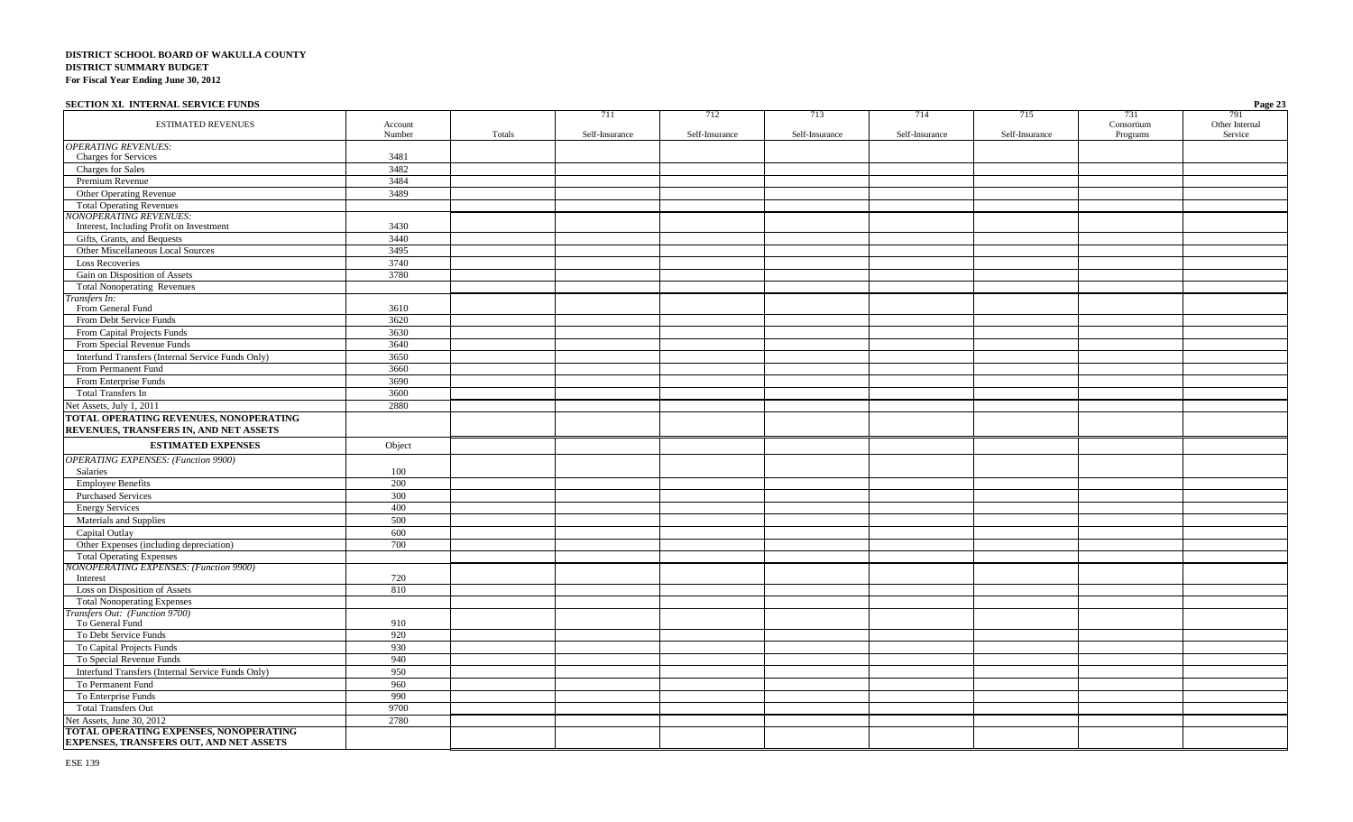**DISTRICT SCHOOL BOARD OF WAKULLA COUNTY**
**DISTRICT SUMMARY BUDGET**
**For Fiscal Year Ending June 30, 2012**

**SECTION XI. INTERNAL SERVICE FUNDS**

| ESTIMATED REVENUES | Account Number | Totals | 711 Self-Insurance | 712 Self-Insurance | 713 Self-Insurance | 714 Self-Insurance | 715 Self-Insurance | 731 Consortium Programs | 791 Other Internal Service |
|---|---|---|---|---|---|---|---|---|---|
| *OPERATING REVENUES:* | | | | | | | | | |
| Charges for Services | 3481 | | | | | | | | |
| Charges for Sales | 3482 | | | | | | | | |
| Premium Revenue | 3484 | | | | | | | | |
| Other Operating Revenue | 3489 | | | | | | | | |
| Total Operating Revenues | | | | | | | | | |
| *NONOPERATING REVENUES:* | | | | | | | | | |
| Interest, Including Profit on Investment | 3430 | | | | | | | | |
| Gifts, Grants, and Bequests | 3440 | | | | | | | | |
| Other Miscellaneous Local Sources | 3495 | | | | | | | | |
| Loss Recoveries | 3740 | | | | | | | | |
| Gain on Disposition of Assets | 3780 | | | | | | | | |
| Total Nonoperating Revenues | | | | | | | | | |
| *Transfers In:* | | | | | | | | | |
| From General Fund | 3610 | | | | | | | | |
| From Debt Service Funds | 3620 | | | | | | | | |
| From Capital Projects Funds | 3630 | | | | | | | | |
| From Special Revenue Funds | 3640 | | | | | | | | |
| Interfund Transfers (Internal Service Funds Only) | 3650 | | | | | | | | |
| From Permanent Fund | 3660 | | | | | | | | |
| From Enterprise Funds | 3690 | | | | | | | | |
| Total Transfers In | 3600 | | | | | | | | |
| Net Assets, July 1, 2011 | 2880 | | | | | | | | |
| **TOTAL OPERATING REVENUES, NONOPERATING REVENUES, TRANSFERS IN, AND NET ASSETS** | | | | | | | | | |
| **ESTIMATED EXPENSES** | Object | | | | | | | | |
| *OPERATING EXPENSES: (Function 9900)* | | | | | | | | | |
| Salaries | 100 | | | | | | | | |
| Employee Benefits | 200 | | | | | | | | |
| Purchased Services | 300 | | | | | | | | |
| Energy Services | 400 | | | | | | | | |
| Materials and Supplies | 500 | | | | | | | | |
| Capital Outlay | 600 | | | | | | | | |
| Other Expenses (including depreciation) | 700 | | | | | | | | |
| Total Operating Expenses | | | | | | | | | |
| *NONOPERATING EXPENSES: (Function 9900)* | | | | | | | | | |
| Interest | 720 | | | | | | | | |
| Loss on Disposition of Assets | 810 | | | | | | | | |
| Total Nonoperating Expenses | | | | | | | | | |
| *Transfers Out: (Function 9700)* | | | | | | | | | |
| To General Fund | 910 | | | | | | | | |
| To Debt Service Funds | 920 | | | | | | | | |
| To Capital Projects Funds | 930 | | | | | | | | |
| To Special Revenue Funds | 940 | | | | | | | | |
| Interfund Transfers (Internal Service Funds Only) | 950 | | | | | | | | |
| To Permanent Fund | 960 | | | | | | | | |
| To Enterprise Funds | 990 | | | | | | | | |
| Total Transfers Out | 9700 | | | | | | | | |
| Net Assets, June 30, 2012 | 2780 | | | | | | | | |
| **TOTAL OPERATING EXPENSES, NONOPERATING EXPENSES, TRANSFERS OUT, AND NET ASSETS** | | | | | | | | | |

ESE 139